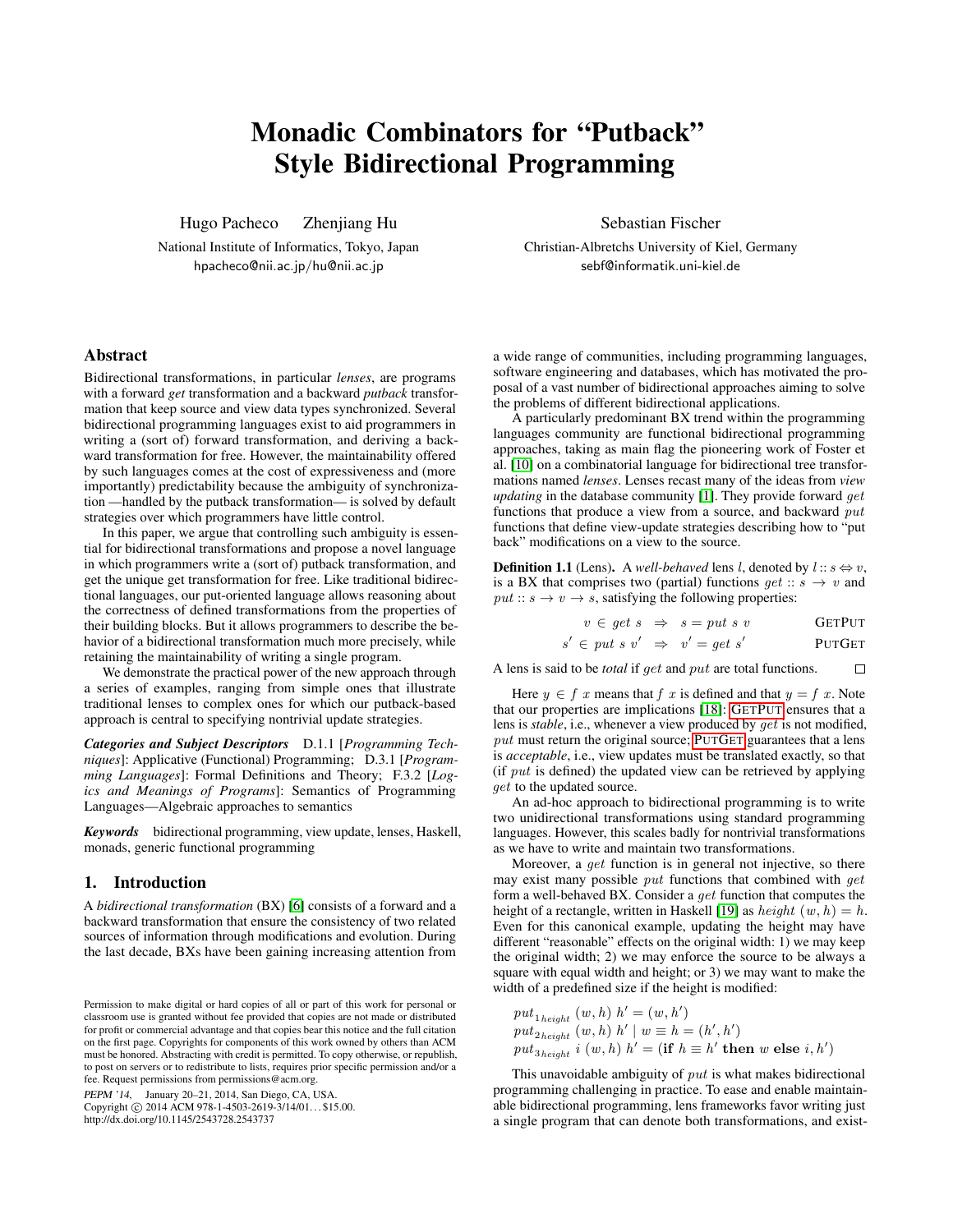# Monadic Combinators for "Putback" Style Bidirectional Programming

Hugo Pacheco    Zhenjiang Hu

National Institute of Informatics, Tokyo, Japan
hpacheco@nii.ac.jp/hu@nii.ac.jp

Sebastian Fischer

Christian-Albretchs University of Kiel, Germany
sebf@informatik.uni-kiel.de

## Abstract

Bidirectional transformations, in particular *lenses*, are programs with a forward *get* transformation and a backward *putback* transformation that keep source and view data types synchronized. Several bidirectional programming languages exist to aid programmers in writing a (sort of) forward transformation, and deriving a backward transformation for free. However, the maintainability offered by such languages comes at the cost of expressiveness and (more importantly) predictability because the ambiguity of synchronization —handled by the putback transformation— is solved by default strategies over which programmers have little control.

In this paper, we argue that controlling such ambiguity is essential for bidirectional transformations and propose a novel language in which programmers write a (sort of) putback transformation, and get the unique get transformation for free. Like traditional bidirectional languages, our put-oriented language allows reasoning about the correctness of defined transformations from the properties of their building blocks. But it allows programmers to describe the behavior of a bidirectional transformation much more precisely, while retaining the maintainability of writing a single program.

We demonstrate the practical power of the new approach through a series of examples, ranging from simple ones that illustrate traditional lenses to complex ones for which our putback-based approach is central to specifying nontrivial update strategies.

***Categories and Subject Descriptors*** D.1.1 [*Programming Techniques*]: Applicative (Functional) Programming; D.3.1 [*Programming Languages*]: Formal Definitions and Theory; F.3.2 [*Logics and Meanings of Programs*]: Semantics of Programming Languages—Algebraic approaches to semantics

***Keywords*** bidirectional programming, view update, lenses, Haskell, monads, generic functional programming

## 1. Introduction

A *bidirectional transformation* (BX) [6] consists of a forward and a backward transformation that ensure the consistency of two related sources of information through modifications and evolution. During the last decade, BXs have been gaining increasing attention from a wide range of communities, including programming languages, software engineering and databases, which has motivated the proposal of a vast number of bidirectional approaches aiming to solve the problems of different bidirectional applications.

A particularly predominant BX trend within the programming languages community are functional bidirectional programming approaches, taking as main flag the pioneering work of Foster et al. [10] on a combinatorial language for bidirectional tree transformations named *lenses*. Lenses recast many of the ideas from *view updating* in the database community [1]. They provide forward $get$ functions that produce a view from a source, and backward $put$ functions that define view-update strategies describing how to "put back" modifications on a view to the source.

**Definition 1.1** (Lens). A *well-behaved* lens $l$, denoted by $l :: s \Leftrightarrow v$, is a BX that comprises two (partial) functions $get :: s \rightarrow v$ and $put :: s \rightarrow v \rightarrow s$, satisfying the following properties:

$$v \in get\ s \;\;\Rightarrow\;\; s = put\ s\ v \qquad \textsc{GetPut}$$

$$s' \in put\ s\ v' \;\;\Rightarrow\;\; v' = get\ s' \qquad \textsc{PutGet}$$

A lens is said to be *total* if $get$ and $put$ are total functions. □

Here $y \in f\ x$ means that $f\ x$ is defined and that $y = f\ x$. Note that our properties are implications [18]: GETPUT ensures that a lens is *stable*, i.e., whenever a view produced by $get$ is not modified, $put$ must return the original source; PUTGET guarantees that a lens is *acceptable*, i.e., view updates must be translated exactly, so that (if $put$ is defined) the updated view can be retrieved by applying $get$ to the updated source.

An ad-hoc approach to bidirectional programming is to write two unidirectional transformations using standard programming languages. However, this scales badly for nontrivial transformations as we have to write and maintain two transformations.

Moreover, a $get$ function is in general not injective, so there may exist many possible $put$ functions that combined with $get$ form a well-behaved BX. Consider a $get$ function that computes the height of a rectangle, written in Haskell [19] as $height\ (w, h) = h$. Even for this canonical example, updating the height may have different "reasonable" effects on the original width: 1) we may keep the original width; 2) we may enforce the source to be always a square with equal width and height; or 3) we may want to make the width of a predefined size if the height is modified:

$$put_{1_{height}}\ (w, h)\ h' = (w, h')$$
$$put_{2_{height}}\ (w, h)\ h' \mid w \equiv h = (h', h')$$
$$put_{3_{height}}\ i\ (w, h)\ h' = (\mathbf{if}\ h \equiv h'\ \mathbf{then}\ w\ \mathbf{else}\ i, h')$$

This unavoidable ambiguity of $put$ is what makes bidirectional programming challenging in practice. To ease and enable maintainable bidirectional programming, lens frameworks favor writing just a single program that can denote both transformations, and exist-

Permission to make digital or hard copies of all or part of this work for personal or classroom use is granted without fee provided that copies are not made or distributed for profit or commercial advantage and that copies bear this notice and the full citation on the first page. Copyrights for components of this work owned by others than ACM must be honored. Abstracting with credit is permitted. To copy otherwise, or republish, to post on servers or to redistribute to lists, requires prior specific permission and/or a fee. Request permissions from permissions@acm.org.

*PEPM '14*, January 20–21, 2014, San Diego, CA, USA.
Copyright © 2014 ACM 978-1-4503-2619-3/14/01…$15.00.
http://dx.doi.org/10.1145/2543728.2543737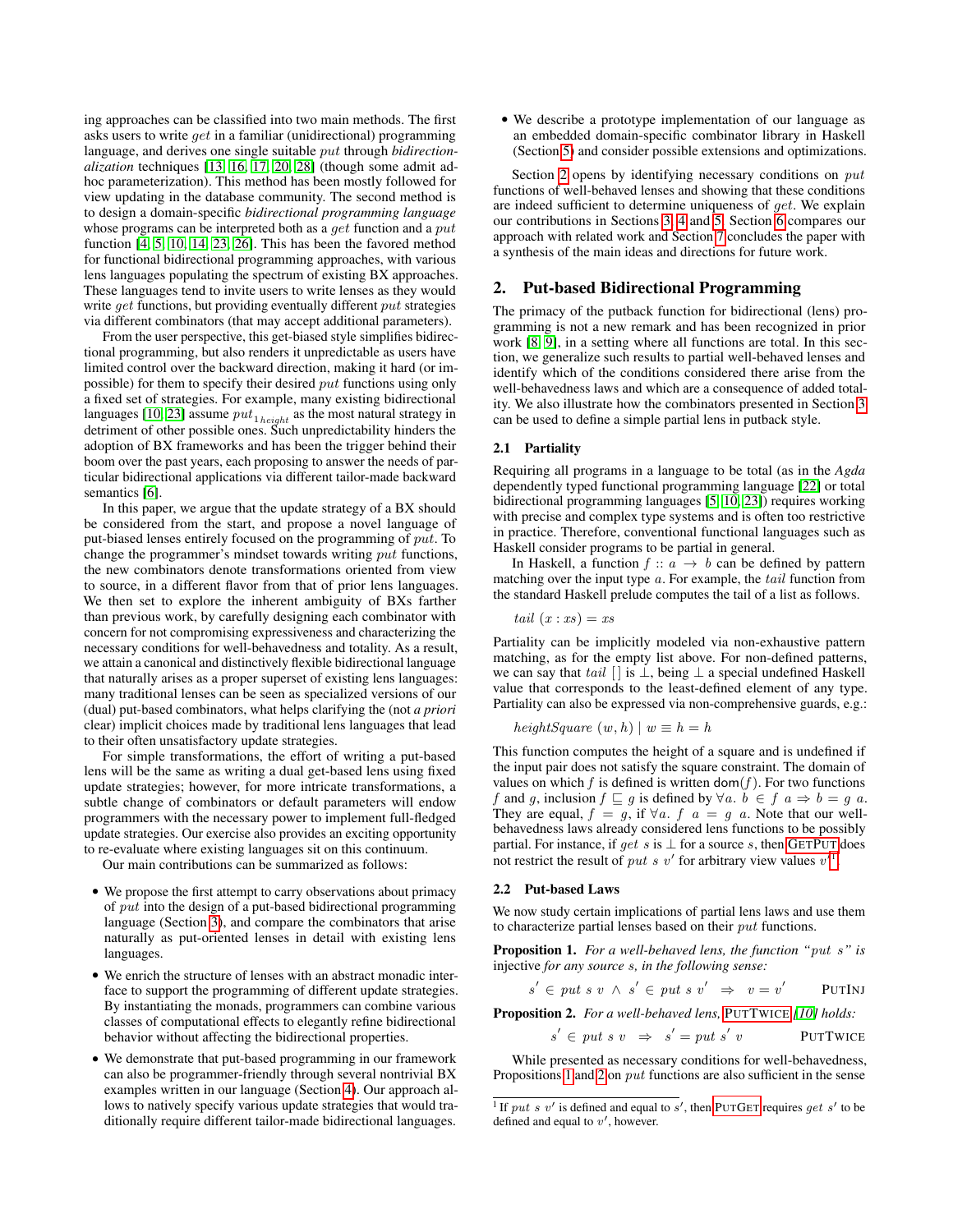ing approaches can be classified into two main methods. The first asks users to write $get$ in a familiar (unidirectional) programming language, and derives one single suitable $put$ through *bidirectionalization* techniques [13, 16, 17, 20, 28] (though some admit ad-hoc parameterization). This method has been mostly followed for view updating in the database community. The second method is to design a domain-specific *bidirectional programming language* whose programs can be interpreted both as a $get$ function and a $put$ function [4, 5, 10, 14, 23, 26]. This has been the favored method for functional bidirectional programming approaches, with various lens languages populating the spectrum of existing BX approaches. These languages tend to invite users to write lenses as they would write $get$ functions, but providing eventually different $put$ strategies via different combinators (that may accept additional parameters).

From the user perspective, this get-biased style simplifies bidirectional programming, but also renders it unpredictable as users have limited control over the backward direction, making it hard (or impossible) for them to specify their desired $put$ functions using only a fixed set of strategies. For example, many existing bidirectional languages [10, 23] assume $put_{1_{height}}$ as the most natural strategy in detriment of other possible ones. Such unpredictability hinders the adoption of BX frameworks and has been the trigger behind their boom over the past years, each proposing to answer the needs of particular bidirectional applications via different tailor-made backward semantics [6].

In this paper, we argue that the update strategy of a BX should be considered from the start, and propose a novel language of put-biased lenses entirely focused on the programming of $put$. To change the programmer's mindset towards writing $put$ functions, the new combinators denote transformations oriented from view to source, in a different flavor from that of prior lens languages. We then set to explore the inherent ambiguity of BXs farther than previous work, by carefully designing each combinator with concern for not compromising expressiveness and characterizing the necessary conditions for well-behavedness and totality. As a result, we attain a canonical and distinctively flexible bidirectional language that naturally arises as a proper superset of existing lens languages: many traditional lenses can be seen as specialized versions of our (dual) put-based combinators, what helps clarifying the (not *a priori* clear) implicit choices made by traditional lens languages that lead to their often unsatisfactory update strategies.

For simple transformations, the effort of writing a put-based lens will be the same as writing a dual get-based lens using fixed update strategies; however, for more intricate transformations, a subtle change of combinators or default parameters will endow programmers with the necessary power to implement full-fledged update strategies. Our exercise also provides an exciting opportunity to re-evaluate where existing languages sit on this continuum.

Our main contributions can be summarized as follows:

- We propose the first attempt to carry observations about primacy of $put$ into the design of a put-based bidirectional programming language (Section 3), and compare the combinators that arise naturally as put-oriented lenses in detail with existing lens languages.
- We enrich the structure of lenses with an abstract monadic interface to support the programming of different update strategies. By instantiating the monads, programmers can combine various classes of computational effects to elegantly refine bidirectional behavior without affecting the bidirectional properties.
- We demonstrate that put-based programming in our framework can also be programmer-friendly through several nontrivial BX examples written in our language (Section 4). Our approach allows to natively specify various update strategies that would traditionally require different tailor-made bidirectional languages.
- We describe a prototype implementation of our language as an embedded domain-specific combinator library in Haskell (Section 5) and consider possible extensions and optimizations.

Section 2 opens by identifying necessary conditions on $put$ functions of well-behaved lenses and showing that these conditions are indeed sufficient to determine uniqueness of $get$. We explain our contributions in Sections 3, 4 and 5. Section 6 compares our approach with related work and Section 7 concludes the paper with a synthesis of the main ideas and directions for future work.

## 2. Put-based Bidirectional Programming

The primacy of the putback function for bidirectional (lens) programming is not a new remark and has been recognized in prior work [8, 9], in a setting where all functions are total. In this section, we generalize such results to partial well-behaved lenses and identify which of the conditions considered there arise from the well-behavedness laws and which are a consequence of added totality. We also illustrate how the combinators presented in Section 3 can be used to define a simple partial lens in putback style.

### 2.1 Partiality

Requiring all programs in a language to be total (as in the *Agda* dependently typed functional programming language [22] or total bidirectional programming languages [5, 10, 23]) requires working with precise and complex type systems and is often too restrictive in practice. Therefore, conventional functional languages such as Haskell consider programs to be partial in general.

In Haskell, a function $f :: a \to b$ can be defined by pattern matching over the input type $a$. For example, the $tail$ function from the standard Haskell prelude computes the tail of a list as follows.

$$tail\ (x : xs) = xs$$

Partiality can be implicitly modeled via non-exhaustive pattern matching, as for the empty list above. For non-defined patterns, we can say that $tail\ []$ is $\bot$, being $\bot$ a special undefined Haskell value that corresponds to the least-defined element of any type. Partiality can also be expressed via non-comprehensive guards, e.g.:

$$heightSquare\ (w, h) \mid w \equiv h = h$$

This function computes the height of a square and is undefined if the input pair does not satisfy the square constraint. The domain of values on which $f$ is defined is written $\mathsf{dom}(f)$. For two functions $f$ and $g$, inclusion $f \sqsubseteq g$ is defined by $\forall a.\ b \in f\ a \Rightarrow b = g\ a$. They are equal, $f = g$, if $\forall a.\ f\ a = g\ a$. Note that our well-behavedness laws already considered lens functions to be possibly partial. For instance, if $get\ s$ is $\bot$ for a source $s$, then GETPUT does not restrict the result of $put\ s\ v'$ for arbitrary view values $v'$[1].

### 2.2 Put-based Laws

We now study certain implications of partial lens laws and use them to characterize partial lenses based on their $put$ functions.

**Proposition 1.** *For a well-behaved lens, the function "$put\ s$" is injective for any source $s$, in the following sense:*

$$s' \in put\ s\ v \ \wedge\ s' \in put\ s\ v' \ \Rightarrow\ v = v' \qquad \text{PUTINJ}$$

**Proposition 2.** *For a well-behaved lens,* PUTTWICE *[10] holds:*

$$s' \in put\ s\ v \ \Rightarrow\ s' = put\ s'\ v \qquad \text{PUTTWICE}$$

While presented as necessary conditions for well-behavedness, Propositions 1 and 2 on $put$ functions are also sufficient in the sense

[1] If $put\ s\ v'$ is defined and equal to $s'$, then PUTGET requires $get\ s'$ to be defined and equal to $v'$, however.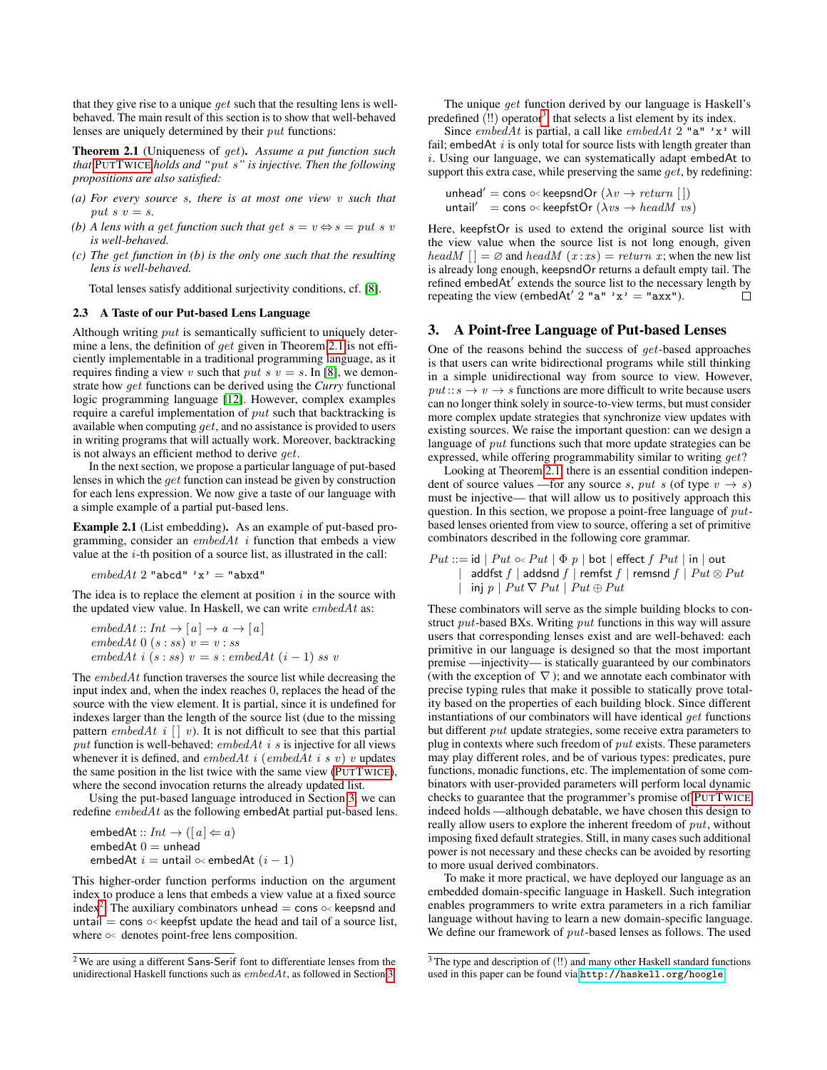that they give rise to a unique $get$ such that the resulting lens is well-behaved. The main result of this section is to show that well-behaved lenses are uniquely determined by their $put$ functions:

**Theorem 2.1** (Uniqueness of $get$). *Assume a put function such that* PUTTWICE *holds and "put s" is injective. Then the following propositions are also satisfied:*

*(a) For every source s, there is at most one view v such that $put\ s\ v = s$.*

*(b) A lens with a get function such that $get\ s = v \Leftrightarrow s = put\ s\ v$ is well-behaved.*

*(c) The get function in (b) is the only one such that the resulting lens is well-behaved.*

Total lenses satisfy additional surjectivity conditions, cf. [8].

### 2.3 A Taste of our Put-based Lens Language

Although writing $put$ is semantically sufficient to uniquely determine a lens, the definition of $get$ given in Theorem 2.1 is not efficiently implementable in a traditional programming language, as it requires finding a view $v$ such that $put\ s\ v = s$. In [8], we demonstrate how $get$ functions can be derived using the *Curry* functional logic programming language [12]. However, complex examples require a careful implementation of $put$ such that backtracking is available when computing $get$, and no assistance is provided to users in writing programs that will actually work. Moreover, backtracking is not always an efficient method to derive $get$.

In the next section, we propose a particular language of put-based lenses in which the $get$ function can instead be given by construction for each lens expression. We now give a taste of our language with a simple example of a partial put-based lens.

**Example 2.1** (List embedding). As an example of put-based programming, consider an $embedAt\ i$ function that embeds a view value at the $i$-th position of a source list, as illustrated in the call:

$$embedAt\ 2\ \texttt{"abcd"}\ \texttt{'x'} = \texttt{"abxd"}$$

The idea is to replace the element at position $i$ in the source with the updated view value. In Haskell, we can write $embedAt$ as:

$$
\begin{aligned}
&embedAt :: Int \to [a] \to a \to [a] \\
&embedAt\ 0\ (s:ss)\ v = v : ss \\
&embedAt\ i\ (s:ss)\ v = s : embedAt\ (i-1)\ ss\ v
\end{aligned}
$$

The $embedAt$ function traverses the source list while decreasing the input index and, when the index reaches 0, replaces the head of the source with the view element. It is partial, since it is undefined for indexes larger than the length of the source list (due to the missing pattern $embedAt\ i\ []\ v$). It is not difficult to see that this partial $put$ function is well-behaved: $embedAt\ i\ s$ is injective for all views whenever it is defined, and $embedAt\ i\ (embedAt\ i\ s\ v)\ v$ updates the same position in the list twice with the same view (PUTTWICE), where the second invocation returns the already updated list.

Using the put-based language introduced in Section 3, we can redefine $embedAt$ as the following embedAt partial put-based lens.

$$
\begin{aligned}
&\mathsf{embedAt} :: Int \to ([a] \Leftarrow a) \\
&\mathsf{embedAt}\ 0 = \mathsf{unhead} \\
&\mathsf{embedAt}\ i = \mathsf{untail} \circ\!\!< \mathsf{embedAt}\ (i-1)
\end{aligned}
$$

This higher-order function performs induction on the argument index to produce a lens that embeds a view value at a fixed source index[2]. The auxiliary combinators $\mathsf{unhead} = \mathsf{cons} \circ\!\!< \mathsf{keepsnd}$ and $\mathsf{untail} = \mathsf{cons} \circ\!\!< \mathsf{keepfst}$ update the head and tail of a source list, where $\circ\!\!<$ denotes point-free lens composition.

The unique $get$ function derived by our language is Haskell's predefined (!!) operator[3] that selects a list element by its index.

Since $embedAt$ is partial, a call like $embedAt\ 2\ \texttt{"a"}\ \texttt{'x'}$ will fail; embedAt $i$ is only total for source lists with length greater than $i$. Using our language, we can systematically adapt embedAt to support this extra case, while preserving the same $get$, by redefining:

$$
\begin{aligned}
&\mathsf{unhead}' = \mathsf{cons} \circ\!\!< \mathsf{keepsndOr}\ (\lambda v \to return\ []) \\
&\mathsf{untail}' \ \ = \mathsf{cons} \circ\!\!< \mathsf{keepfstOr}\ (\lambda vs \to headM\ vs)
\end{aligned}
$$

Here, keepfstOr is used to extend the original source list with the view value when the source list is not long enough, given $headM\ [] = \varnothing$ and $headM\ (x:xs) = return\ x$; when the new list is already long enough, keepsndOr returns a default empty tail. The refined embedAt′ extends the source list to the necessary length by repeating the view (embedAt′ 2 "a" 'x' = "axx"). □

## 3. A Point-free Language of Put-based Lenses

One of the reasons behind the success of $get$-based approaches is that users can write bidirectional programs while still thinking in a simple unidirectional way from source to view. However, $put :: s \to v \to s$ functions are more difficult to write because users can no longer think solely in source-to-view terms, but must consider more complex update strategies that synchronize view updates with existing sources. We raise the important question: can we design a language of $put$ functions such that more update strategies can be expressed, while offering programmability similar to writing $get$?

Looking at Theorem 2.1, there is an essential condition independent of source values —for any source $s$, $put\ s$ (of type $v \to s$) must be injective— that will allow us to positively approach this question. In this section, we propose a point-free language of $put$-based lenses oriented from view to source, offering a set of primitive combinators described in the following core grammar.

$$
\begin{aligned}
Put ::= \ & \mathsf{id} \mid Put \circ\!\!< Put \mid \Phi\ p \mid \mathsf{bot} \mid \mathsf{effect}\ f\ \ Put \mid \mathsf{in} \mid \mathsf{out} \\
\mid\ & \mathsf{addfst}\ f \mid \mathsf{addsnd}\ f \mid \mathsf{remfst}\ f \mid \mathsf{remsnd}\ f \mid Put \otimes Put \\
\mid\ & \mathsf{inj}\ p \mid Put \nabla Put \mid Put \oplus Put
\end{aligned}
$$

These combinators will serve as the simple building blocks to construct $put$-based BXs. Writing $put$ functions in this way will assure users that corresponding lenses exist and are well-behaved: each primitive in our language is designed so that the most important premise —injectivity— is statically guaranteed by our combinators (with the exception of $\nabla$); and we annotate each combinator with precise typing rules that make it possible to statically prove totality based on the properties of each building block. Since different instantiations of our combinators will have identical $get$ functions but different $put$ update strategies, some receive extra parameters to plug in contexts where such freedom of $put$ exists. These parameters may play different roles, and be of various types: predicates, pure functions, monadic functions, etc. The implementation of some combinators with user-provided parameters will perform local dynamic checks to guarantee that the programmer's promise of PUTTWICE indeed holds —although debatable, we have chosen this design to really allow users to explore the inherent freedom of $put$, without imposing fixed default strategies. Still, in many cases such additional power is not necessary and these checks can be avoided by resorting to more usual derived combinators.

To make it more practical, we have deployed our language as an embedded domain-specific language in Haskell. Such integration enables programmers to write extra parameters in a rich familiar language without having to learn a new domain-specific language. We define our framework of $put$-based lenses as follows. The used

---

[2] We are using a different Sans-Serif font to differentiate lenses from the unidirectional Haskell functions such as $embedAt$, as followed in Section 3.

[3] The type and description of (!!) and many other Haskell standard functions used in this paper can be found via http://haskell.org/hoogle.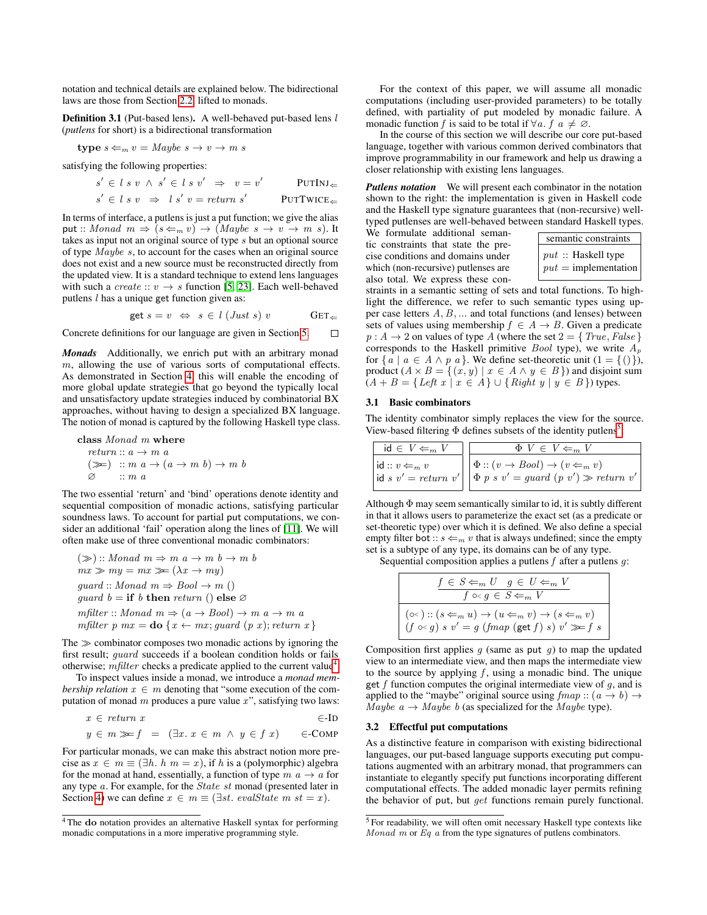notation and technical details are explained below. The bidirectional laws are those from Section 2.2 lifted to monads.

**Definition 3.1** (Put-based lens)**.** A well-behaved put-based lens $l$ (*putlens* for short) is a bidirectional transformation

$$\textbf{type}\ s \Leftarrow_m v = Maybe\ s \to v \to m\ s$$

satisfying the following properties:

$$s' \in l\ s\ v \ \wedge\ s' \in l\ s\ v' \ \Rightarrow\ v = v' \qquad \text{PUTINJ}_\Leftarrow$$

$$s' \in l\ s\ v \ \Rightarrow\ l\ s'\ v = return\ s' \qquad \text{PUTTWICE}_\Leftarrow$$

In terms of interface, a putlens is just a put function; we give the alias $\mathsf{put} :: Monad\ m \Rightarrow (s \Leftarrow_m v) \to (Maybe\ s \to v \to m\ s)$. It takes as input not an original source of type $s$ but an optional source of type $Maybe\ s$, to account for the cases when an original source does not exist and a new source must be reconstructed directly from the updated view. It is a standard technique to extend lens languages with such a $create :: v \to s$ function [5, 23]. Each well-behaved putlens $l$ has a unique get function given as:

$$\mathsf{get}\ s = v \ \Leftrightarrow\ s \in l\ (Just\ s)\ v \qquad \text{GET}_\Leftarrow$$

Concrete definitions for our language are given in Section 5. □

***Monads*** Additionally, we enrich put with an arbitrary monad $m$, allowing the use of various sorts of computational effects. As demonstrated in Section 4, this will enable the encoding of more global update strategies that go beyond the typically local and unsatisfactory update strategies induced by combinatorial BX approaches, without having to design a specialized BX language. The notion of monad is captured by the following Haskell type class.

$$
\begin{array}{l}
\textbf{class}\ Monad\ m\ \textbf{where} \\
\quad return :: a \to m\ a \\
\quad (\gg\!=) \ :: m\ a \to (a \to m\ b) \to m\ b \\
\quad \varnothing \qquad :: m\ a
\end{array}
$$

The two essential 'return' and 'bind' operations denote identity and sequential composition of monadic actions, satisfying particular soundness laws. To account for partial put computations, we consider an additional 'fail' operation along the lines of [11]. We will often make use of three conventional monadic combinators:

$$
\begin{array}{l}
(\gg) :: Monad\ m \Rightarrow m\ a \to m\ b \to m\ b \\
mx \gg my = mx \gg\!= (\lambda x \to my) \\
guard :: Monad\ m \Rightarrow Bool \to m\ () \\
guard\ b = \textbf{if}\ b\ \textbf{then}\ return\ ()\ \textbf{else}\ \varnothing \\
mfilter :: Monad\ m \Rightarrow (a \to Bool) \to m\ a \to m\ a \\
mfilter\ p\ mx = \textbf{do}\ \{x \leftarrow mx; guard\ (p\ x); return\ x\}
\end{array}
$$

The $\gg$ combinator composes two monadic actions by ignoring the first result; *guard* succeeds if a boolean condition holds or fails otherwise; *mfilter* checks a predicate applied to the current value[4].

To inspect values inside a monad, we introduce a *monad membership relation* $x \in m$ denoting that "some execution of the computation of monad $m$ produces a pure value $x$", satisfying two laws:

$$x \in return\ x \qquad \in\text{-ID}$$

$$y \in m \gg\!= f \ = \ (\exists x.\ x \in m \ \wedge\ y \in f\ x) \qquad \in\text{-COMP}$$

For particular monads, we can make this abstract notion more precise as $x \in m \equiv (\exists h.\ h\ m = x)$, if $h$ is a (polymorphic) algebra for the monad at hand, essentially, a function of type $m\ a \to a$ for any type $a$. For example, for the $State\ st$ monad (presented later in Section 4) we can define $x \in m \equiv (\exists st.\ evalState\ m\ st = x)$.

[4] The **do** notation provides an alternative Haskell syntax for performing monadic computations in a more imperative programming style.

For the context of this paper, we will assume all monadic computations (including user-provided parameters) to be totally defined, with partiality of put modeled by monadic failure. A monadic function $f$ is said to be total if $\forall a.\ f\ a \neq \varnothing$.

In the course of this section we will describe our core put-based language, together with various common derived combinators that improve programmability in our framework and help us drawing a closer relationship with existing lens languages.

***Putlens notation*** We will present each combinator in the notation shown to the right: the implementation is given in Haskell code and the Haskell type signature guarantees that (non-recursive) well-typed putlenses are well-behaved between standard Haskell types. We formulate additional semantic constraints that state the precise conditions and domains under which (non-recursive) putlenses are also total. We express these constraints in a semantic setting of sets and total functions. To highlight the difference, we refer to such semantic types using upper case letters $A, B, ...$ and total functions (and lenses) between sets of values using membership $f \in A \to B$. Given a predicate $p : A \to 2$ on values of type $A$ (where the set $2 = \{\,True, False\,\}$ corresponds to the Haskell primitive $Bool$ type), we write $A_p$ for $\{\,a \mid a \in A \wedge p\ a\}$. We define set-theoretic unit ($1 = \{\,()\,\}$), product ($A \times B = \{\,(x, y) \mid x \in A \wedge y \in B\}$) and disjoint sum ($A + B = \{\,Left\ x \mid x \in A\} \cup \{\,Right\ y \mid y \in B\}$) types.

| semantic constraints |
|---|
| $put$ :: Haskell type<br>$put$ = implementation |

### 3.1 Basic combinators

The identity combinator simply replaces the view for the source. View-based filtering $\Phi$ defines subsets of the identity putlens[5]:

| $\mathsf{id} \in V \Leftarrow_m V$ |
|---|
| $\mathsf{id} :: v \Leftarrow_m v$<br>$\mathsf{id}\ s\ v' = return\ v'$ |

| $\Phi\ V \in V \Leftarrow_m V$ |
|---|
| $\Phi :: (v \to Bool) \to (v \Leftarrow_m v)$<br>$\Phi\ p\ s\ v' = guard\ (p\ v') \gg return\ v'$ |

Although $\Phi$ may seem semantically similar to id, it is subtly different in that it allows users to parameterize the exact set (as a predicate or set-theoretic type) over which it is defined. We also define a special empty filter $\mathsf{bot} :: s \Leftarrow_m v$ that is always undefined; since the empty set is a subtype of any type, its domains can be of any type.

Sequential composition applies a putlens $f$ after a putlens $g$:

| $\dfrac{f \in S \Leftarrow_m U \quad g \in U \Leftarrow_m V}{f \circ\!\!< g \in S \Leftarrow_m V}$ |
|---|
| $(\circ\!\!<) :: (s \Leftarrow_m u) \to (u \Leftarrow_m v) \to (s \Leftarrow_m v)$<br>$(f \circ\!\!< g)\ s\ v' = g\ (fmap\ (\mathsf{get}\ f)\ s)\ v' \gg\!= f\ s$ |

Composition first applies $g$ (same as put $g$) to map the updated view to an intermediate view, and then maps the intermediate view to the source by applying $f$, using a monadic bind. The unique get $f$ function computes the original intermediate view of $g$, and is applied to the "maybe" original source using $fmap :: (a \to b) \to Maybe\ a \to Maybe\ b$ (as specialized for the $Maybe$ type).

### 3.2 Effectful put computations

As a distinctive feature in comparison with existing bidirectional languages, our put-based language supports executing put computations augmented with an arbitrary monad, that programmers can instantiate to elegantly specify put functions incorporating different computational effects. The added monadic layer permits refining the behavior of put, but *get* functions remain purely functional.

[5] For readability, we will often omit necessary Haskell type contexts like $Monad\ m$ or $Eq\ a$ from the type signatures of putlenses combinators.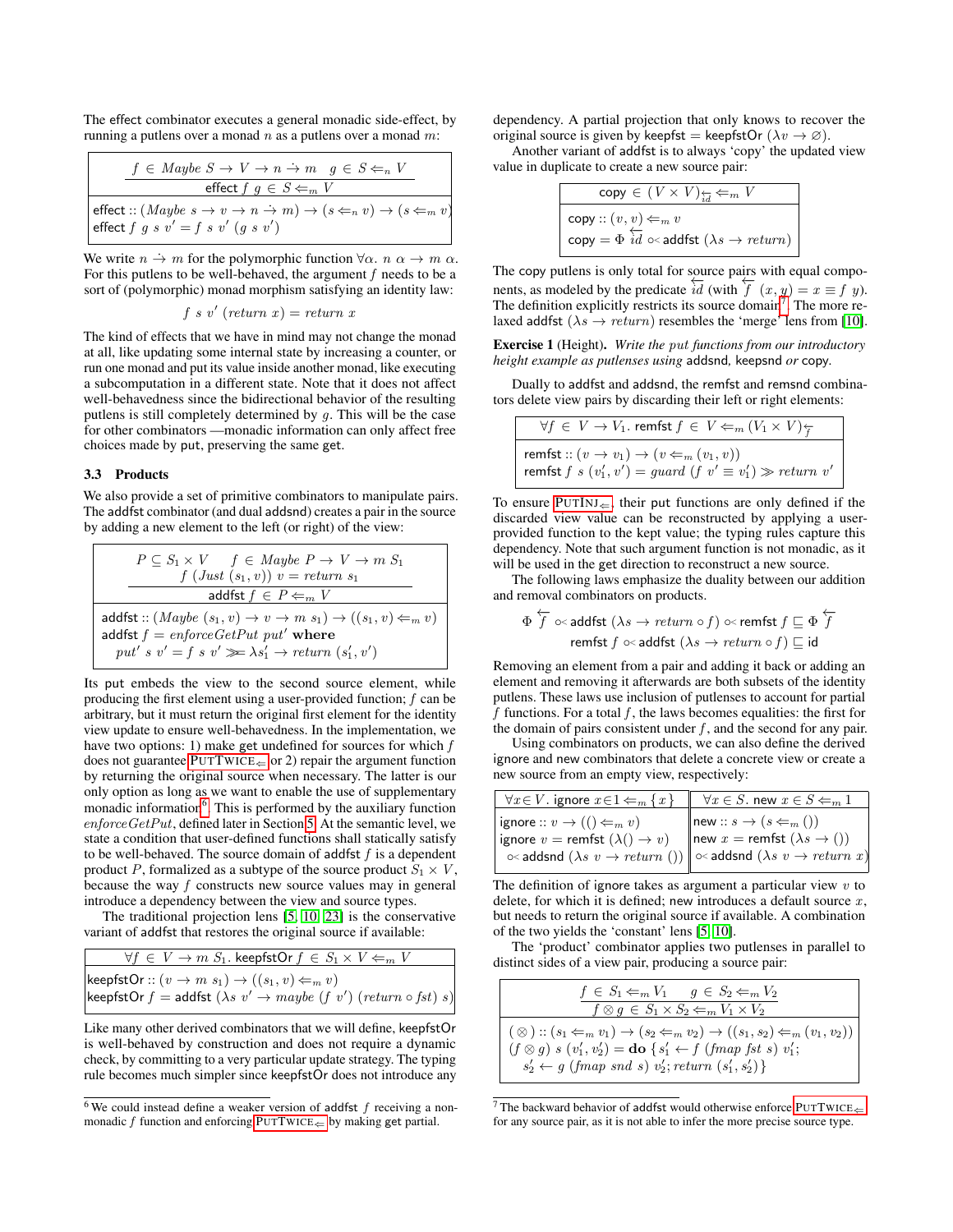The effect combinator executes a general monadic side-effect, by running a putlens over a monad $n$ as a putlens over a monad $m$:

$$\frac{f \in \mathit{Maybe}\ S \rightarrow V \rightarrow n \dot{\rightarrow} m \quad g \in S \Leftarrow_n V}{\mathsf{effect}\ f\ g \in S \Leftarrow_m V}$$

$$\begin{array}{l}\mathsf{effect} :: (\mathit{Maybe}\ s \rightarrow v \rightarrow n \dot{\rightarrow} m) \rightarrow (s \Leftarrow_n v) \rightarrow (s \Leftarrow_m v)\\ \mathsf{effect}\ f\ g\ s\ v' = f\ s\ v'\ (g\ s\ v')\end{array}$$

We write $n \dot{\rightarrow} m$ for the polymorphic function $\forall \alpha.\ n\ \alpha \rightarrow m\ \alpha$. For this putlens to be well-behaved, the argument $f$ needs to be a sort of (polymorphic) monad morphism satisfying an identity law:

$$f\ s\ v'\ (\mathit{return}\ x) = \mathit{return}\ x$$

The kind of effects that we have in mind may not change the monad at all, like updating some internal state by increasing a counter, or run one monad and put its value inside another monad, like executing a subcomputation in a different state. Note that it does not affect well-behavedness since the bidirectional behavior of the resulting putlens is still completely determined by $g$. This will be the case for other combinators —monadic information can only affect free choices made by put, preserving the same get.

### 3.3 Products

We also provide a set of primitive combinators to manipulate pairs. The addfst combinator (and dual addsnd) creates a pair in the source by adding a new element to the left (or right) of the view:

$$\frac{P \subseteq S_1 \times V \quad f \in \mathit{Maybe}\ P \rightarrow V \rightarrow m\ S_1 \quad f\ (\mathit{Just}\ (s_1, v))\ v = \mathit{return}\ s_1}{\mathsf{addfst}\ f \in P \Leftarrow_m V}$$

$$\begin{array}{l}\mathsf{addfst} :: (\mathit{Maybe}\ (s_1, v) \rightarrow v \rightarrow m\ s_1) \rightarrow ((s_1, v) \Leftarrow_m v)\\ \mathsf{addfst}\ f = \mathit{enforceGetPut}\ \mathit{put}'\ \textbf{where}\\ \quad \mathit{put}'\ s\ v' = f\ s\ v' \gg\!= \lambda s_1' \rightarrow \mathit{return}\ (s_1', v')\end{array}$$

Its put embeds the view to the second source element, while producing the first element using a user-provided function; $f$ can be arbitrary, but it must return the original first element for the identity view update to ensure well-behavedness. In the implementation, we have two options: 1) make get undefined for sources for which $f$ does not guarantee $\text{PutTwice}_{\Leftarrow}$ or 2) repair the argument function by returning the original source when necessary. The latter is our only option as long as we want to enable the use of supplementary monadic information[6]. This is performed by the auxiliary function $\mathit{enforceGetPut}$, defined later in Section 5. At the semantic level, we state a condition that user-defined functions shall statically satisfy to be well-behaved. The source domain of addfst $f$ is a dependent product $P$, formalized as a subtype of the source product $S_1 \times V$, because the way $f$ constructs new source values may in general introduce a dependency between the view and source types.

The traditional projection lens [5, 10, 23] is the conservative variant of addfst that restores the original source if available:

$$\forall f \in V \rightarrow m\ S_1.\ \mathsf{keepfstOr}\ f \in S_1 \times V \Leftarrow_m V$$

$$\begin{array}{l}\mathsf{keepfstOr} :: (v \rightarrow m\ s_1) \rightarrow ((s_1, v) \Leftarrow_m v)\\ \mathsf{keepfstOr}\ f = \mathsf{addfst}\ (\lambda s\ v' \rightarrow \mathit{maybe}\ (f\ v')\ (\mathit{return} \circ \mathit{fst})\ s)\end{array}$$

Like many other derived combinators that we will define, keepfstOr is well-behaved by construction and does not require a dynamic check, by committing to a very particular update strategy. The typing rule becomes much simpler since keepfstOr does not introduce any dependency. A partial projection that only knows to recover the original source is given by $\mathsf{keepfst} = \mathsf{keepfstOr}\ (\lambda v \rightarrow \varnothing)$.

Another variant of addfst is to always 'copy' the updated view value in duplicate to create a new source pair:

$$\mathsf{copy} \in (V \times V)_{\overleftarrow{id}} \Leftarrow_m V$$

$$\begin{array}{l}\mathsf{copy} :: (v, v) \Leftarrow_m v\\ \mathsf{copy} = \Phi\ \overleftarrow{id} \circ\!\!< \mathsf{addfst}\ (\lambda s \rightarrow \mathit{return})\end{array}$$

The copy putlens is only total for source pairs with equal components, as modeled by the predicate $\overleftarrow{id}$ (with $\overleftarrow{f}\ (x, y) = x \equiv f\ y$). The definition explicitly restricts its source domain[7]. The more relaxed addfst $(\lambda s \rightarrow \mathit{return})$ resembles the 'merge' lens from [10].

**Exercise 1** (Height). *Write the put functions from our introductory height example as putlenses using* addsnd, keepsnd *or* copy.

Dually to addfst and addsnd, the remfst and remsnd combinators delete view pairs by discarding their left or right elements:

$$\forall f \in V \rightarrow V_1.\ \mathsf{remfst}\ f \in V \Leftarrow_m (V_1 \times V)_{\overleftarrow{f}}$$

$$\begin{array}{l}\mathsf{remfst} :: (v \rightarrow v_1) \rightarrow (v \Leftarrow_m (v_1, v))\\ \mathsf{remfst}\ f\ s\ (v_1', v') = \mathit{guard}\ (f\ v' \equiv v_1') \gg \mathit{return}\ v'\end{array}$$

To ensure $\text{PutInj}_{\Leftarrow}$, their put functions are only defined if the discarded view value can be reconstructed by applying a user-provided function to the kept value; the typing rules capture this dependency. Note that such argument function is not monadic, as it will be used in the get direction to reconstruct a new source.

The following laws emphasize the duality between our addition and removal combinators on products.

$$\Phi\ \overleftarrow{f} \circ\!\!< \mathsf{addfst}\ (\lambda s \rightarrow \mathit{return} \circ f) \circ\!\!< \mathsf{remfst}\ f \sqsubseteq \Phi\ \overleftarrow{f}$$

$$\mathsf{remfst}\ f \circ\!\!< \mathsf{addfst}\ (\lambda s \rightarrow \mathit{return} \circ f) \sqsubseteq \mathsf{id}$$

Removing an element from a pair and adding it back or adding an element and removing it afterwards are both subsets of the identity putlens. These laws use inclusion of putlenses to account for partial $f$ functions. For a total $f$, the laws becomes equalities: the first for the domain of pairs consistent under $f$, and the second for any pair.

Using combinators on products, we can also define the derived ignore and new combinators that delete a concrete view or create a new source from an empty view, respectively:

$$\forall x \in V.\ \mathsf{ignore}\ x \in 1 \Leftarrow_m \{x\}$$

$$\begin{array}{l}\mathsf{ignore} :: v \rightarrow (() \Leftarrow_m v)\\ \mathsf{ignore}\ v = \mathsf{remfst}\ (\lambda() \rightarrow v)\\ \quad \circ\!\!< \mathsf{addsnd}\ (\lambda s\ v \rightarrow \mathit{return}\ ())\end{array}$$

$$\forall x \in S.\ \mathsf{new}\ x \in S \Leftarrow_m 1$$

$$\begin{array}{l}\mathsf{new} :: s \rightarrow (s \Leftarrow_m ())\\ \mathsf{new}\ x = \mathsf{remfst}\ (\lambda s \rightarrow ())\\ \quad \circ\!\!< \mathsf{addsnd}\ (\lambda s\ v \rightarrow \mathit{return}\ x)\end{array}$$

The definition of ignore takes as argument a particular view $v$ to delete, for which it is defined; new introduces a default source $x$, but needs to return the original source if available. A combination of the two yields the 'constant' lens [5, 10].

The 'product' combinator applies two putlenses in parallel to distinct sides of a view pair, producing a source pair:

$$\frac{f \in S_1 \Leftarrow_m V_1 \quad g \in S_2 \Leftarrow_m V_2}{f \otimes g \in S_1 \times S_2 \Leftarrow_m V_1 \times V_2}$$

$$\begin{array}{l}(\otimes) :: (s_1 \Leftarrow_m v_1) \rightarrow (s_2 \Leftarrow_m v_2) \rightarrow ((s_1, s_2) \Leftarrow_m (v_1, v_2))\\ (f \otimes g)\ s\ (v_1', v_2') = \textbf{do}\ \{s_1' \leftarrow f\ (\mathit{fmap}\ \mathit{fst}\ s)\ v_1';\\ \quad s_2' \leftarrow g\ (\mathit{fmap}\ \mathit{snd}\ s)\ v_2'; \mathit{return}\ (s_1', s_2')\}\end{array}$$

[6] We could instead define a weaker version of addfst $f$ receiving a non-monadic $f$ function and enforcing $\text{PutTwice}_{\Leftarrow}$ by making get partial.

[7] The backward behavior of addfst would otherwise enforce $\text{PutTwice}_{\Leftarrow}$ for any source pair, as it is not able to infer the more precise source type.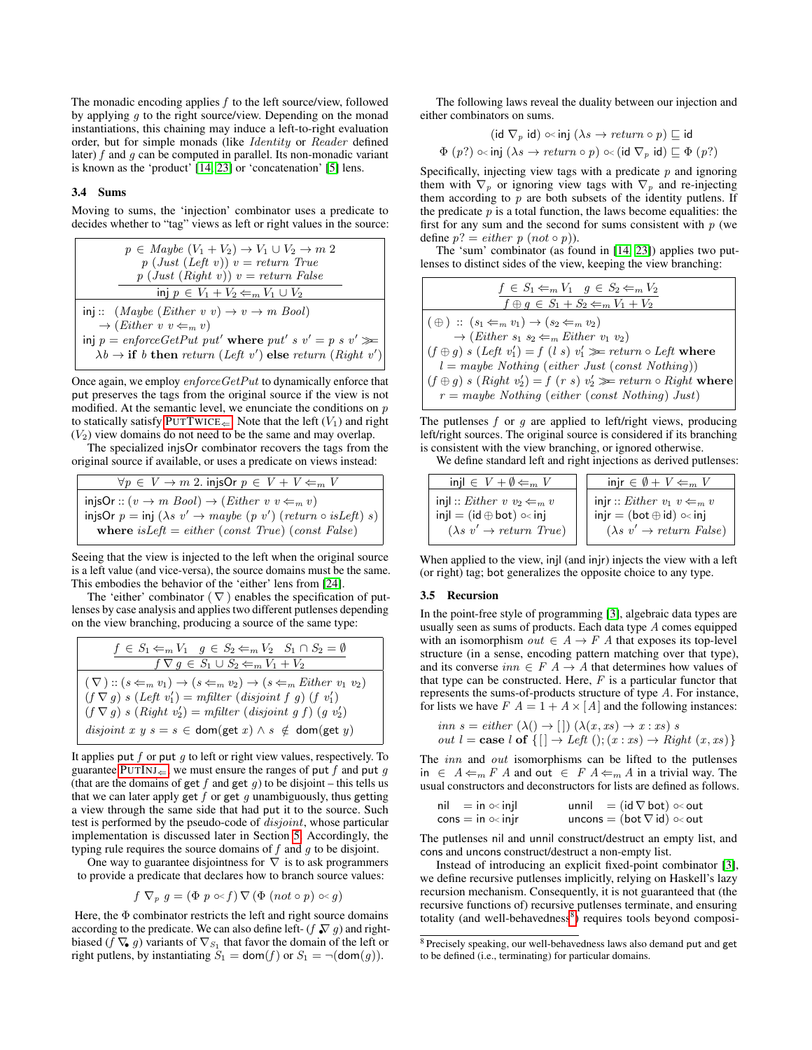The monadic encoding applies $f$ to the left source/view, followed by applying $g$ to the right source/view. Depending on the monad instantiations, this chaining may induce a left-to-right evaluation order, but for simple monads (like *Identity* or *Reader* defined later) $f$ and $g$ can be computed in parallel. Its non-monadic variant is known as the 'product' [14, 23] or 'concatenation' [5] lens.

### 3.4 Sums

Moving to sums, the 'injection' combinator uses a predicate to decides whether to "tag" views as left or right values in the source:

$$\frac{p \in Maybe\ (V_1 + V_2) \to V_1 \cup V_2 \to m\ 2 \quad p\ (Just\ (Left\ v))\ v = return\ True \quad p\ (Just\ (Right\ v))\ v = return\ False}{\mathsf{inj}\ p \in V_1 + V_2 \Leftarrow_m V_1 \cup V_2}$$

```
inj :: (Maybe (Either v v) → v → m Bool)
    → (Either v v ⇐m v)
inj p = enforceGetPut put′ where put′ s v′ = p s v′ >>=
    λb → if b then return (Left v′) else return (Right v′)
```

Once again, we employ *enforceGetPut* to dynamically enforce that put preserves the tags from the original source if the view is not modified. At the semantic level, we enunciate the conditions on $p$ to statically satisfy PUTTWICE$_{\Leftarrow}$. Note that the left ($V_1$) and right ($V_2$) view domains do not need to be the same and may overlap.

The specialized injsOr combinator recovers the tags from the original source if available, or uses a predicate on views instead:

$$\frac{\forall p \in V \to m\ 2.\ \mathsf{injsOr}\ p \in V + V \Leftarrow_m V}{}$$

```
injsOr :: (v → m Bool) → (Either v v ⇐m v)
injsOr p = inj (λs v′ → maybe (p v′) (return ∘ isLeft) s)
  where isLeft = either (const True) (const False)
```

Seeing that the view is injected to the left when the original source is a left value (and vice-versa), the source domains must be the same. This embodies the behavior of the 'either' lens from [24].

The 'either' combinator ($\nabla$) enables the specification of putlenses by case analysis and applies two different putlenses depending on the view branching, producing a source of the same type:

$$\frac{f \in S_1 \Leftarrow_m V_1 \quad g \in S_2 \Leftarrow_m V_2 \quad S_1 \cap S_2 = \emptyset}{f \nabla g \in S_1 \cup S_2 \Leftarrow_m V_1 + V_2}$$

```
(∇) :: (s ⇐m v1) → (s ⇐m v2) → (s ⇐m Either v1 v2)
(f ∇ g) s (Left v′1) = mfilter (disjoint f g) (f v′1)
(f ∇ g) s (Right v′2) = mfilter (disjoint g f) (g v′2)
disjoint x y s = s ∈ dom(get x) ∧ s ∉ dom(get y)
```

It applies put $f$ or put $g$ to left or right view values, respectively. To guarantee PUTINJ$_{\Leftarrow}$, we must ensure the ranges of put $f$ and put $g$ (that are the domains of get $f$ and get $g$) to be disjoint – this tells us that we can later apply get $f$ or get $g$ unambiguously, thus getting a view through the same side that had put it to the source. Such test is performed by the pseudo-code of *disjoint*, whose particular implementation is discussed later in Section 5. Accordingly, the typing rule requires the source domains of $f$ and $g$ to be disjoint.

One way to guarantee disjointness for $\nabla$ is to ask programmers to provide a predicate that declares how to branch source values:

$$f \nabla_p g = (\Phi\ p \circ\!\!< f) \nabla (\Phi\ (not \circ p) \circ\!\!< g)$$

Here, the $\Phi$ combinator restricts the left and right source domains according to the predicate. We can also define left- ($f \overset{\bullet}{\nabla} g$) and right-biased ($f \nabla_{\bullet} g$) variants of $\nabla_{S_1}$ that favor the domain of the left or right putlens, by instantiating $S_1 = \mathsf{dom}(f)$ or $S_1 = \neg(\mathsf{dom}(g))$.

The following laws reveal the duality between our injection and either combinators on sums.

$$(\mathsf{id} \nabla_p \mathsf{id}) \circ\!\!< \mathsf{inj}\ (\lambda s \to return \circ p) \sqsubseteq \mathsf{id}$$
$$\Phi\ (p?) \circ\!\!< \mathsf{inj}\ (\lambda s \to return \circ p) \circ\!\!< (\mathsf{id} \nabla_p \mathsf{id}) \sqsubseteq \Phi\ (p?)$$

Specifically, injecting view tags with a predicate $p$ and ignoring them with $\nabla_p$ or ignoring view tags with $\nabla_p$ and re-injecting them according to $p$ are both subsets of the identity putlens. If the predicate $p$ is a total function, the laws become equalities: the first for any sum and the second for sums consistent with $p$ (we define $p? = either\ p\ (not \circ p)$).

The 'sum' combinator (as found in [14, 23]) applies two putlenses to distinct sides of the view, keeping the view branching:

$$\frac{f \in S_1 \Leftarrow_m V_1 \quad g \in S_2 \Leftarrow_m V_2}{f \oplus g \in S_1 + S_2 \Leftarrow_m V_1 + V_2}$$

```
(⊕) :: (s1 ⇐m v1) → (s2 ⇐m v2)
     → (Either s1 s2 ⇐m Either v1 v2)
(f ⊕ g) s (Left v′1) = f (l s) v′1 >>= return ∘ Left where
  l = maybe Nothing (either Just (const Nothing))
(f ⊕ g) s (Right v′2) = f (r s) v′2 >>= return ∘ Right where
  r = maybe Nothing (either (const Nothing) Just)
```

The putlenses $f$ or $g$ are applied to left/right views, producing left/right sources. The original source is considered if its branching is consistent with the view branching, or ignored otherwise.

We define standard left and right injections as derived putlenses:

$$\mathsf{injl} \in V + \emptyset \Leftarrow_m V$$

```
injl :: Either v v2 ⇐m v
injl = (id ⊕ bot) ∘< inj
  (λs v′ → return True)
```

$$\mathsf{injr} \in \emptyset + V \Leftarrow_m V$$

```
injr :: Either v1 v ⇐m v
injr = (bot ⊕ id) ∘< inj
  (λs v′ → return False)
```

When applied to the view, injl (and injr) injects the view with a left (or right) tag; bot generalizes the opposite choice to any type.

### 3.5 Recursion

In the point-free style of programming [3], algebraic data types are usually seen as sums of products. Each data type $A$ comes equipped with an isomorphism $out \in A \to F\ A$ that exposes its top-level structure (in a sense, encoding pattern matching over that type), and its converse $inn \in F\ A \to A$ that determines how values of that type can be constructed. Here, $F$ is a particular functor that represents the sums-of-products structure of type $A$. For instance, for lists we have $F\ A = 1 + A \times [A]$ and the following instances:

```
inn s = either (λ() → []) (λ(x, xs) → x : xs) s
out l = case l of {[] → Left (); (x : xs) → Right (x, xs)}
```

The $inn$ and $out$ isomorphisms can be lifted to the putlenses $\mathsf{in} \in A \Leftarrow_m F\ A$ and $\mathsf{out} \in F\ A \Leftarrow_m A$ in a trivial way. The usual constructors and deconstructors for lists are defined as follows.

```
nil  = in ∘< injl        unnil  = (id ∇ bot) ∘< out
cons = in ∘< injr        uncons = (bot ∇ id) ∘< out
```

The putlenses nil and unnil construct/destruct an empty list, and cons and uncons construct/destruct a non-empty list.

Instead of introducing an explicit fixed-point combinator [3], we define recursive putlenses implicitly, relying on Haskell's lazy recursion mechanism. Consequently, it is not guaranteed that (the recursive functions of) recursive putlenses terminate, and ensuring totality (and well-behavedness[8]) requires tools beyond composi-

[8] Precisely speaking, our well-behavedness laws also demand put and get to be defined (i.e., terminating) for particular domains.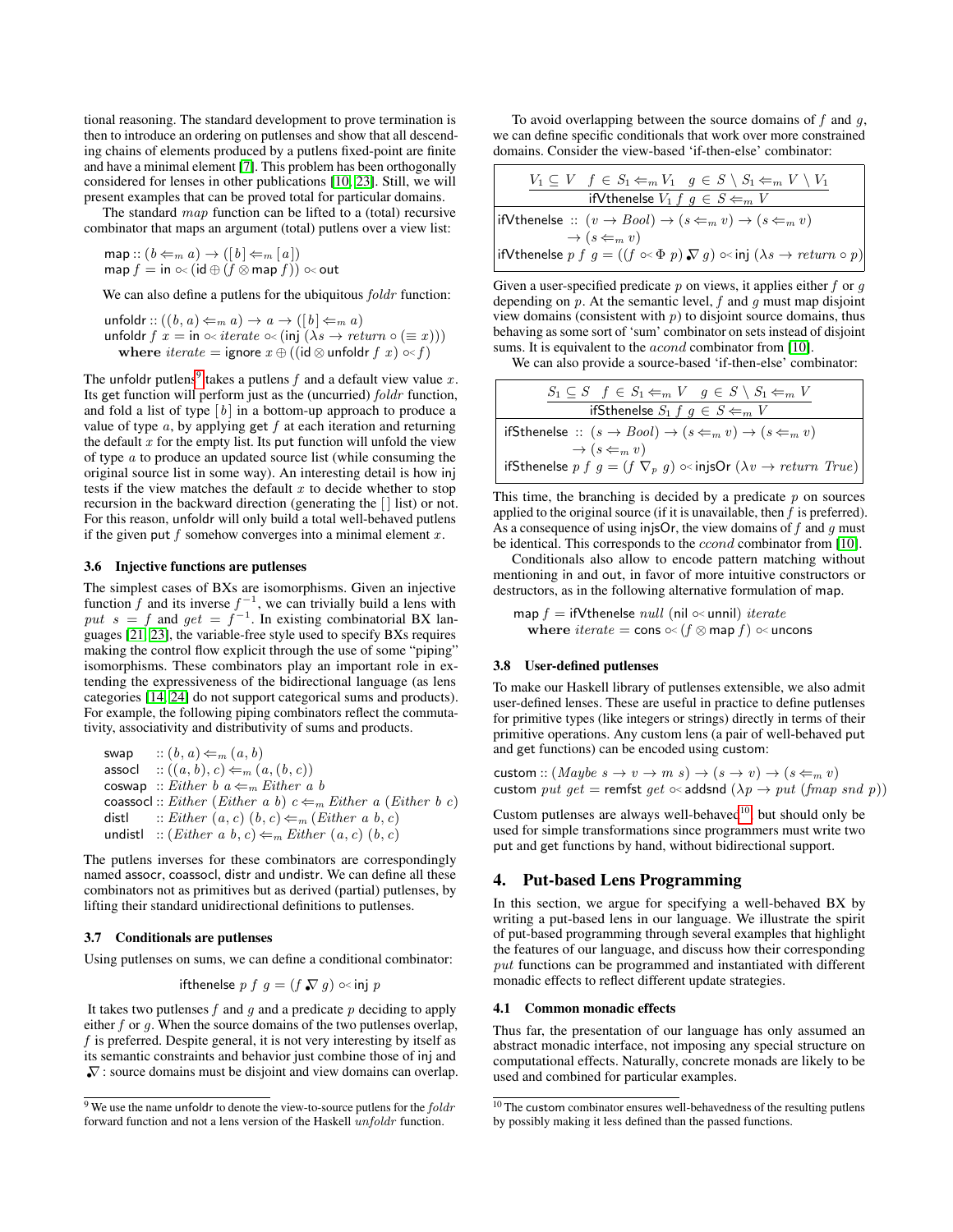tional reasoning. The standard development to prove termination is then to introduce an ordering on putlenses and show that all descending chains of elements produced by a putlens fixed-point are finite and have a minimal element [7]. This problem has been orthogonally considered for lenses in other publications [10, 23]. Still, we will present examples that can be proved total for particular domains.

The standard $map$ function can be lifted to a (total) recursive combinator that maps an argument (total) putlens over a view list:

$$\begin{array}{l}\mathsf{map} :: (b \Leftarrow_m a) \to ([b] \Leftarrow_m [a]) \\ \mathsf{map}\ f = \mathsf{in} \circ\!< (\mathsf{id} \oplus (f \otimes \mathsf{map}\ f)) \circ\!< \mathsf{out}\end{array}$$

We can also define a putlens for the ubiquitous $foldr$ function:

$$\begin{array}{l}\mathsf{unfoldr} :: ((b,a) \Leftarrow_m a) \to a \to ([b] \Leftarrow_m a) \\ \mathsf{unfoldr}\ f\ x = \mathsf{in} \circ\!< iterate \circ\!< (\mathsf{inj}\ (\lambda s \to return \circ (\equiv x))) \\ \quad \textbf{where}\ iterate = \mathsf{ignore}\ x \oplus ((\mathsf{id} \otimes \mathsf{unfoldr}\ f\ x) \circ\!< f)\end{array}$$

The unfoldr putlens[9] takes a putlens $f$ and a default view value $x$. Its get function will perform just as the (uncurried) $foldr$ function, and fold a list of type $[b]$ in a bottom-up approach to produce a value of type $a$, by applying get $f$ at each iteration and returning the default $x$ for the empty list. Its put function will unfold the view of type $a$ to produce an updated source list (while consuming the original source list in some way). An interesting detail is how inj tests if the view matches the default $x$ to decide whether to stop recursion in the backward direction (generating the $[\,]$ list) or not. For this reason, unfoldr will only build a total well-behaved putlens if the given put $f$ somehow converges into a minimal element $x$.

### 3.6 Injective functions are putlenses

The simplest cases of BXs are isomorphisms. Given an injective function $f$ and its inverse $f^{-1}$, we can trivially build a lens with $put\ s = f$ and $get = f^{-1}$. In existing combinatorial BX languages [21, 23], the variable-free style used to specify BXs requires making the control flow explicit through the use of some "piping" isomorphisms. These combinators play an important role in extending the expressiveness of the bidirectional language (as lens categories [14, 24] do not support categorical sums and products). For example, the following piping combinators reflect the commutativity, associativity and distributivity of sums and products.

$$\begin{array}{ll}\mathsf{swap} & :: (b,a) \Leftarrow_m (a,b) \\ \mathsf{assocl} & :: ((a,b),c) \Leftarrow_m (a,(b,c)) \\ \mathsf{coswap} & :: Either\ b\ a \Leftarrow_m Either\ a\ b \\ \mathsf{coassocl} & :: Either\ (Either\ a\ b)\ c \Leftarrow_m Either\ a\ (Either\ b\ c) \\ \mathsf{distl} & :: Either\ (a,c)\ (b,c) \Leftarrow_m (Either\ a\ b, c) \\ \mathsf{undistl} & :: (Either\ a\ b, c) \Leftarrow_m Either\ (a,c)\ (b,c)\end{array}$$

The putlens inverses for these combinators are correspondingly named assocr, coassocl, distr and undistr. We can define all these combinators not as primitives but as derived (partial) putlenses, by lifting their standard unidirectional definitions to putlenses.

### 3.7 Conditionals are putlenses

Using putlenses on sums, we can define a conditional combinator:

$$\mathsf{ifthenelse}\ p\ f\ g = (f \nabla g) \circ\!< \mathsf{inj}\ p$$

It takes two putlenses $f$ and $g$ and a predicate $p$ deciding to apply either $f$ or $g$. When the source domains of the two putlenses overlap, $f$ is preferred. Despite general, it is not very interesting by itself as its semantic constraints and behavior just combine those of inj and $\nabla$ : source domains must be disjoint and view domains can overlap.

To avoid overlapping between the source domains of $f$ and $g$, we can define specific conditionals that work over more constrained domains. Consider the view-based 'if-then-else' combinator:

$$\frac{V_1 \subseteq V \quad f \in S_1 \Leftarrow_m V_1 \quad g \in S \setminus S_1 \Leftarrow_m V \setminus V_1}{\mathsf{ifVthenelse}\ V_1\ f\ g \in S \Leftarrow_m V}$$

$$\begin{array}{l}\mathsf{ifVthenelse} :: (v \to Bool) \to (s \Leftarrow_m v) \to (s \Leftarrow_m v) \\ \qquad \to (s \Leftarrow_m v) \\ \mathsf{ifVthenelse}\ p\ f\ g = ((f \circ\!< \Phi\ p) \nabla g) \circ\!< \mathsf{inj}\ (\lambda s \to return \circ p)\end{array}$$

Given a user-specified predicate $p$ on views, it applies either $f$ or $g$ depending on $p$. At the semantic level, $f$ and $g$ must map disjoint view domains (consistent with $p$) to disjoint source domains, thus behaving as some sort of 'sum' combinator on sets instead of disjoint sums. It is equivalent to the $acond$ combinator from [10].

We can also provide a source-based 'if-then-else' combinator:

$$\frac{S_1 \subseteq S \quad f \in S_1 \Leftarrow_m V \quad g \in S \setminus S_1 \Leftarrow_m V}{\mathsf{ifSthenelse}\ S_1\ f\ g \in S \Leftarrow_m V}$$

$$\begin{array}{l}\mathsf{ifSthenelse} :: (s \to Bool) \to (s \Leftarrow_m v) \to (s \Leftarrow_m v) \\ \qquad \to (s \Leftarrow_m v) \\ \mathsf{ifSthenelse}\ p\ f\ g = (f \nabla_p g) \circ\!< \mathsf{injsOr}\ (\lambda v \to return\ True)\end{array}$$

This time, the branching is decided by a predicate $p$ on sources applied to the original source (if it is unavailable, then $f$ is preferred). As a consequence of using injsOr, the view domains of $f$ and $g$ must be identical. This corresponds to the $ccond$ combinator from [10].

Conditionals also allow to encode pattern matching without mentioning in and out, in favor of more intuitive constructors or destructors, as in the following alternative formulation of map.

$$\begin{array}{l}\mathsf{map}\ f = \mathsf{ifVthenelse}\ null\ (\mathsf{nil} \circ\!< \mathsf{unnil})\ iterate \\ \quad \textbf{where}\ iterate = \mathsf{cons} \circ\!< (f \otimes \mathsf{map}\ f) \circ\!< \mathsf{uncons}\end{array}$$

### 3.8 User-defined putlenses

To make our Haskell library of putlenses extensible, we also admit user-defined lenses. These are useful in practice to define putlenses for primitive types (like integers or strings) directly in terms of their primitive operations. Any custom lens (a pair of well-behaved put and get functions) can be encoded using custom:

$$\begin{array}{l}\mathsf{custom} :: (Maybe\ s \to v \to m\ s) \to (s \to v) \to (s \Leftarrow_m v) \\ \mathsf{custom}\ put\ get = \mathsf{remfst}\ get \circ\!< \mathsf{addsnd}\ (\lambda p \to put\ (fmap\ snd\ p))\end{array}$$

Custom putlenses are always well-behaved[10], but should only be used for simple transformations since programmers must write two put and get functions by hand, without bidirectional support.

## 4. Put-based Lens Programming

In this section, we argue for specifying a well-behaved BX by writing a put-based lens in our language. We illustrate the spirit of put-based programming through several examples that highlight the features of our language, and discuss how their corresponding $put$ functions can be programmed and instantiated with different monadic effects to reflect different update strategies.

### 4.1 Common monadic effects

Thus far, the presentation of our language has only assumed an abstract monadic interface, not imposing any special structure on computational effects. Naturally, concrete monads are likely to be used and combined for particular examples.

[9] We use the name unfoldr to denote the view-to-source putlens for the $foldr$ forward function and not a lens version of the Haskell $unfoldr$ function.

[10] The custom combinator ensures well-behavedness of the resulting putlens by possibly making it less defined than the passed functions.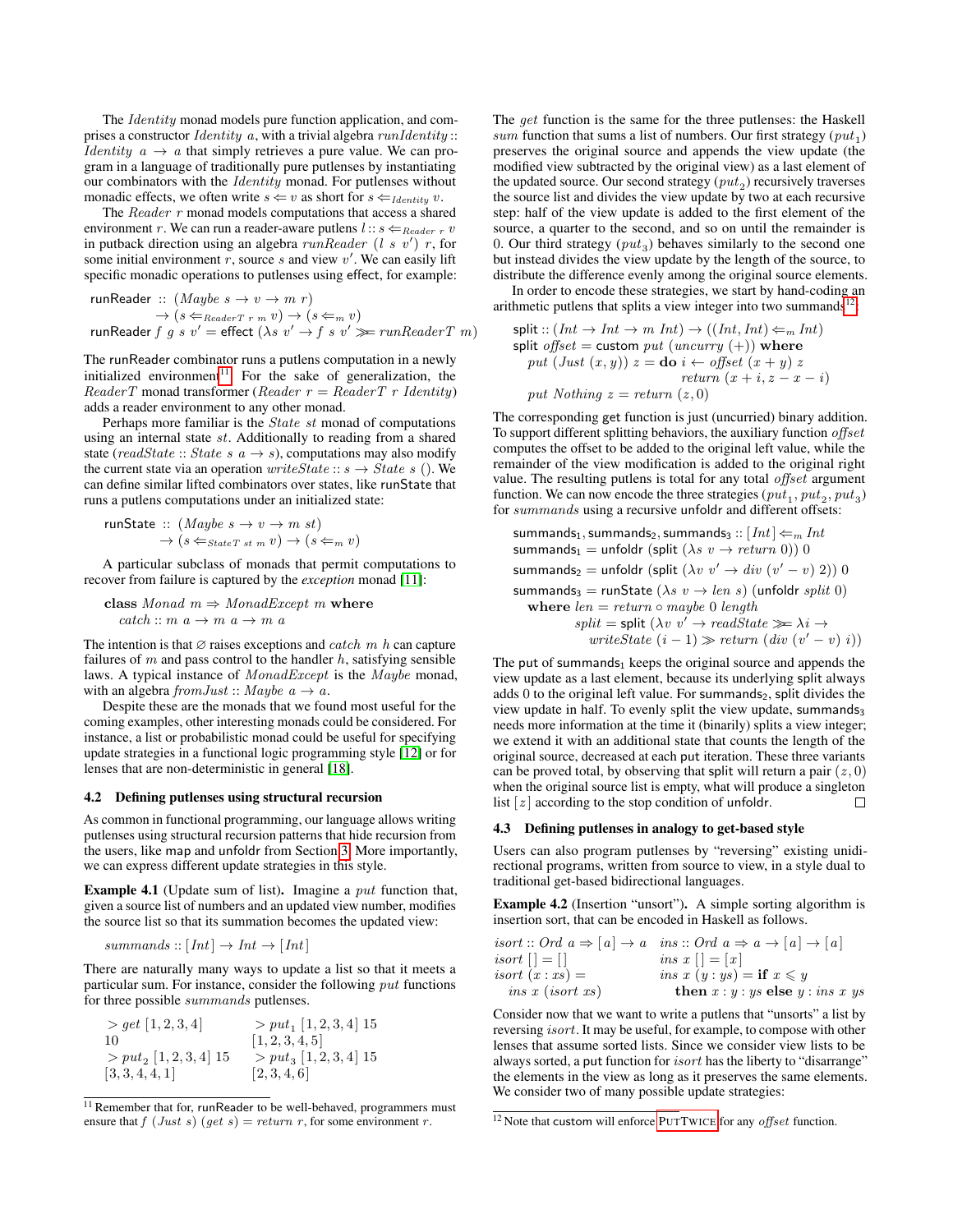The *Identity* monad models pure function application, and comprises a constructor *Identity a*, with a trivial algebra $runIdentity :: Identity\ a \rightarrow a$ that simply retrieves a pure value. We can program in a language of traditionally pure putlenses by instantiating our combinators with the *Identity* monad. For putlenses without monadic effects, we often write $s \Leftarrow v$ as short for $s \Leftarrow_{Identity} v$.

The *Reader r* monad models computations that access a shared environment $r$. We can run a reader-aware putlens $l :: s \Leftarrow_{Reader\ r} v$ in putback direction using an algebra $runReader\ (l\ s\ v')\ r$, for some initial environment $r$, source $s$ and view $v'$. We can easily lift specific monadic operations to putlenses using effect, for example:

$$
\begin{aligned}
&\mathsf{runReader} :: (Maybe\ s \rightarrow v \rightarrow m\ r) \\
&\qquad \rightarrow (s \Leftarrow_{ReaderT\ r\ m} v) \rightarrow (s \Leftarrow_m v) \\
&\mathsf{runReader}\ f\ g\ s\ v' = \mathsf{effect}\ (\lambda s\ v' \rightarrow f\ s\ v' \gg\!= runReaderT\ m)
\end{aligned}
$$

The runReader combinator runs a putlens computation in a newly initialized environment[11]. For the sake of generalization, the *ReaderT* monad transformer ($Reader\ r = ReaderT\ r\ Identity$) adds a reader environment to any other monad.

Perhaps more familiar is the *State st* monad of computations using an internal state $st$. Additionally to reading from a shared state ($readState :: State\ s\ a \rightarrow s$), computations may also modify the current state via an operation $writeState :: s \rightarrow State\ s\ ()$. We can define similar lifted combinators over states, like runState that runs a putlens computations under an initialized state:

$$
\begin{aligned}
&\mathsf{runState} :: (Maybe\ s \rightarrow v \rightarrow m\ st) \\
&\qquad \rightarrow (s \Leftarrow_{StateT\ st\ m} v) \rightarrow (s \Leftarrow_m v)
\end{aligned}
$$

A particular subclass of monads that permit computations to recover from failure is captured by the *exception* monad [11]:

$$
\begin{aligned}
&\mathbf{class}\ Monad\ m \Rightarrow MonadExcept\ m\ \mathbf{where} \\
&\quad catch :: m\ a \rightarrow m\ a \rightarrow m\ a
\end{aligned}
$$

The intention is that $\varnothing$ raises exceptions and *catch m h* can capture failures of $m$ and pass control to the handler $h$, satisfying sensible laws. A typical instance of *MonadExcept* is the *Maybe* monad, with an algebra $fromJust :: Maybe\ a \rightarrow a$.

Despite these are the monads that we found most useful for the coming examples, other interesting monads could be considered. For instance, a list or probabilistic monad could be useful for specifying update strategies in a functional logic programming style [12] or for lenses that are non-deterministic in general [18].

### 4.2 Defining putlenses using structural recursion

As common in functional programming, our language allows writing putlenses using structural recursion patterns that hide recursion from the users, like map and unfoldr from Section 3. More importantly, we can express different update strategies in this style.

**Example 4.1** (Update sum of list)**.** Imagine a *put* function that, given a source list of numbers and an updated view number, modifies the source list so that its summation becomes the updated view:

$$
summands :: [Int] \rightarrow Int \rightarrow [Int]
$$

There are naturally many ways to update a list so that it meets a particular sum. For instance, consider the following *put* functions for three possible *summands* putlenses.

```
> get [1,2,3,4]          > put1 [1,2,3,4] 15
10                       [1,2,3,4,5]
> put2 [1,2,3,4] 15      > put3 [1,2,3,4] 15
[3,3,4,4,1]              [2,3,4,6]
```

The *get* function is the same for the three putlenses: the Haskell *sum* function that sums a list of numbers. Our first strategy ($put_1$) preserves the original source and appends the view update (the modified view subtracted by the original view) as a last element of the updated source. Our second strategy ($put_2$) recursively traverses the source list and divides the view update by two at each recursive step: half of the view update is added to the first element of the source, a quarter to the second, and so on until the remainder is 0. Our third strategy ($put_3$) behaves similarly to the second one but instead divides the view update by the length of the source, to distribute the difference evenly among the original source elements.

In order to encode these strategies, we start by hand-coding an arithmetic putlens that splits a view integer into two summands[12]:

$$
\begin{aligned}
&\mathsf{split} :: (Int \rightarrow Int \rightarrow m\ Int) \rightarrow ((Int, Int) \Leftarrow_m Int) \\
&\mathsf{split}\ offset = \mathsf{custom}\ put\ (uncurry\ (+))\ \mathbf{where} \\
&\quad put\ (Just\ (x, y))\ z = \mathbf{do}\ i \leftarrow offset\ (x + y)\ z \\
&\qquad\qquad\qquad\qquad\qquad\quad return\ (x + i, z - x - i) \\
&\quad put\ Nothing\ z = return\ (z, 0)
\end{aligned}
$$

The corresponding get function is just (uncurried) binary addition. To support different splitting behaviors, the auxiliary function *offset* computes the offset to be added to the original left value, while the remainder of the view modification is added to the original right value. The resulting putlens is total for any total *offset* argument function. We can now encode the three strategies ($put_1, put_2, put_3$) for *summands* using a recursive unfoldr and different offsets:

$$
\begin{aligned}
&\mathsf{summands}_1, \mathsf{summands}_2, \mathsf{summands}_3 :: [Int] \Leftarrow_m Int \\
&\mathsf{summands}_1 = \mathsf{unfoldr}\ (\mathsf{split}\ (\lambda s\ v \rightarrow return\ 0))\ 0 \\
&\mathsf{summands}_2 = \mathsf{unfoldr}\ (\mathsf{split}\ (\lambda v\ v' \rightarrow div\ (v' - v)\ 2))\ 0 \\
&\mathsf{summands}_3 = \mathsf{runState}\ (\lambda s\ v \rightarrow len\ s)\ (\mathsf{unfoldr}\ split\ 0) \\
&\quad \mathbf{where}\ len = return \circ maybe\ 0\ length \\
&\qquad\quad split = \mathsf{split}\ (\lambda v\ v' \rightarrow readState \gg\!= \lambda i \rightarrow \\
&\qquad\qquad writeState\ (i - 1) \gg return\ (div\ (v' - v)\ i))
\end{aligned}
$$

The put of $\mathsf{summands}_1$ keeps the original source and appends the view update as a last element, because its underlying split always adds 0 to the original left value. For $\mathsf{summands}_2$, split divides the view update in half. To evenly split the view update, $\mathsf{summands}_3$ needs more information at the time it (binarily) splits a view integer; we extend it with an additional state that counts the length of the original source, decreased at each put iteration. These three variants can be proved total, by observing that split will return a pair $(z, 0)$ when the original source list is empty, what will produce a singleton list $[z]$ according to the stop condition of unfoldr. □

### 4.3 Defining putlenses in analogy to get-based style

Users can also program putlenses by "reversing" existing unidirectional programs, written from source to view, in a style dual to traditional get-based bidirectional languages.

**Example 4.2** (Insertion "unsort")**.** A simple sorting algorithm is insertion sort, that can be encoded in Haskell as follows.

```
isort :: Ord a => [a] -> a        ins :: Ord a => a -> [a] -> [a]
isort [] = []                     ins x [] = [x]
isort (x : xs) =                  ins x (y : ys) = if x <= y
  ins x (isort xs)                  then x : y : ys else y : ins x ys
```

Consider now that we want to write a putlens that "unsorts" a list by reversing *isort*. It may be useful, for example, to compose with other lenses that assume sorted lists. Since we consider view lists to be always sorted, a put function for *isort* has the liberty to "disarrange" the elements in the view as long as it preserves the same elements. We consider two of many possible update strategies:

---

[11] Remember that for, runReader to be well-behaved, programmers must ensure that $f\ (Just\ s)\ (get\ s) = return\ r$, for some environment $r$.

[12] Note that custom will enforce PUTTWICE for any *offset* function.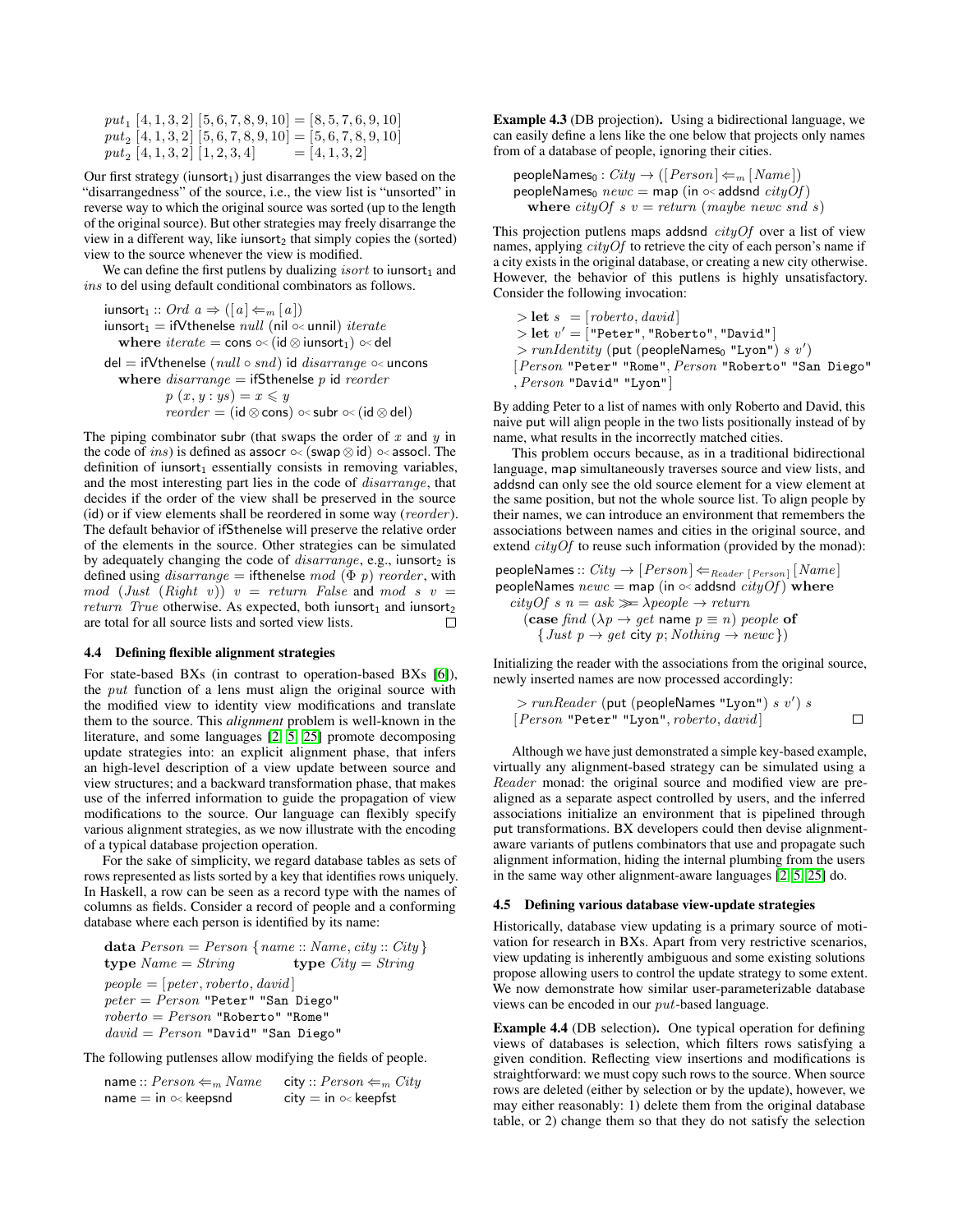$$put_1\ [4,1,3,2]\ [5,6,7,8,9,10] = [8,5,7,6,9,10]$$
$$put_2\ [4,1,3,2]\ [5,6,7,8,9,10] = [5,6,7,8,9,10]$$
$$put_2\ [4,1,3,2]\ [1,2,3,4] \qquad\ = [4,1,3,2]$$

Our first strategy ($\mathsf{iunsort}_1$) just disarranges the view based on the "disarrangedness" of the source, i.e., the view list is "unsorted" in reverse way to which the original source was sorted (up to the length of the original source). But other strategies may freely disarrange the view in a different way, like $\mathsf{iunsort}_2$ that simply copies the (sorted) view to the source whenever the view is modified.

We can define the first putlens by dualizing $isort$ to $\mathsf{iunsort}_1$ and $ins$ to $\mathsf{del}$ using default conditional combinators as follows.

$$\begin{array}{l}
\mathsf{iunsort}_1 :: Ord\ a \Rightarrow ([a] \Leftarrow_m [a]) \\
\mathsf{iunsort}_1 = \mathsf{ifVthenelse}\ null\ (\mathsf{nil} \circ\!< \mathsf{unnil})\ iterate \\
\quad \mathbf{where}\ iterate = \mathsf{cons} \circ\!< (\mathsf{id} \otimes \mathsf{iunsort}_1) \circ\!< \mathsf{del} \\
\mathsf{del} = \mathsf{ifVthenelse}\ (null \circ snd)\ \mathsf{id}\ disarrange \circ\!< \mathsf{uncons} \\
\quad \mathbf{where}\ disarrange = \mathsf{ifSthenelse}\ p\ \mathsf{id}\ reorder \\
\qquad p\ (x, y : ys) = x \leqslant y \\
\qquad reorder = (\mathsf{id} \otimes \mathsf{cons}) \circ\!< \mathsf{subr} \circ\!< (\mathsf{id} \otimes \mathsf{del})
\end{array}$$

The piping combinator $\mathsf{subr}$ (that swaps the order of $x$ and $y$ in the code of $ins$) is defined as $\mathsf{assocr} \circ\!< (\mathsf{swap} \otimes \mathsf{id}) \circ\!< \mathsf{assocl}$. The definition of $\mathsf{iunsort}_1$ essentially consists in removing variables, and the most interesting part lies in the code of $disarrange$, that decides if the order of the view shall be preserved in the source (id) or if view elements shall be reordered in some way ($reorder$). The default behavior of $\mathsf{ifSthenelse}$ will preserve the relative order of the elements in the source. Other strategies can be simulated by adequately changing the code of $disarrange$, e.g., $\mathsf{iunsort}_2$ is defined using $disarrange = \mathsf{ifthenelse}\ mod\ (\Phi\ p)\ reorder$, with $mod\ (Just\ (Right\ v))\ v = return\ False$ and $mod\ s\ v = return\ True$ otherwise. As expected, both $\mathsf{iunsort}_1$ and $\mathsf{iunsort}_2$ are total for all source lists and sorted view lists. □

### 4.4 Defining flexible alignment strategies

For state-based BXs (in contrast to operation-based BXs [6]), the $put$ function of a lens must align the original source with the modified view to identity view modifications and translate them to the source. This *alignment* problem is well-known in the literature, and some languages [2, 5, 25] promote decomposing update strategies into: an explicit alignment phase, that infers an high-level description of a view update between source and view structures; and a backward transformation phase, that makes use of the inferred information to guide the propagation of view modifications to the source. Our language can flexibly specify various alignment strategies, as we now illustrate with the encoding of a typical database projection operation.

For the sake of simplicity, we regard database tables as sets of rows represented as lists sorted by a key that identifies rows uniquely. In Haskell, a row can be seen as a record type with the names of columns as fields. Consider a record of people and a conforming database where each person is identified by its name:

$$\begin{array}{l}
\mathbf{data}\ Person = Person\ \{name :: Name, city :: City\} \\
\mathbf{type}\ Name = String \qquad \mathbf{type}\ City = String \\
people = [peter, roberto, david] \\
peter = Person\ \texttt{"Peter"}\ \texttt{"San Diego"} \\
roberto = Person\ \texttt{"Roberto"}\ \texttt{"Rome"} \\
david = Person\ \texttt{"David"}\ \texttt{"San Diego"}
\end{array}$$

The following putlenses allow modifying the fields of people.

$$\begin{array}{ll}
\mathsf{name} :: Person \Leftarrow_m Name & \mathsf{city} :: Person \Leftarrow_m City \\
\mathsf{name} = \mathsf{in} \circ\!< \mathsf{keepsnd} & \mathsf{city} = \mathsf{in} \circ\!< \mathsf{keepfst}
\end{array}$$

**Example 4.3** (DB projection)**.** Using a bidirectional language, we can easily define a lens like the one below that projects only names from of a database of people, ignoring their cities.

$$\begin{array}{l}
\mathsf{peopleNames}_0 : City \to ([Person] \Leftarrow_m [Name]) \\
\mathsf{peopleNames}_0\ newc = \mathsf{map}\ (\mathsf{in} \circ\!< \mathsf{addsnd}\ cityOf) \\
\quad \mathbf{where}\ cityOf\ s\ v = return\ (maybe\ newc\ snd\ s)
\end{array}$$

This projection putlens maps $\mathsf{addsnd}\ cityOf$ over a list of view names, applying $cityOf$ to retrieve the city of each person's name if a city exists in the original database, or creating a new city otherwise. However, the behavior of this putlens is highly unsatisfactory. Consider the following invocation:

$$\begin{array}{l}
> \mathbf{let}\ s\ = [roberto, david] \\
> \mathbf{let}\ v' = [\texttt{"Peter"}, \texttt{"Roberto"}, \texttt{"David"}] \\
> runIdentity\ (\mathsf{put}\ (\mathsf{peopleNames}_0\ \texttt{"Lyon"})\ s\ v') \\
[Person\ \texttt{"Peter"}\ \texttt{"Rome"}, Person\ \texttt{"Roberto"}\ \texttt{"San Diego"} \\
, Person\ \texttt{"David"}\ \texttt{"Lyon"}]
\end{array}$$

By adding Peter to a list of names with only Roberto and David, this naive put will align people in the two lists positionally instead of by name, what results in the incorrectly matched cities.

This problem occurs because, as in a traditional bidirectional language, $\mathsf{map}$ simultaneously traverses source and view lists, and $\mathsf{addsnd}$ can only see the old source element for a view element at the same position, but not the whole source list. To align people by their names, we can introduce an environment that remembers the associations between names and cities in the original source, and extend $cityOf$ to reuse such information (provided by the monad):

$$\begin{array}{l}
\mathsf{peopleNames} :: City \to [Person] \Leftarrow_{Reader\ [Person]} [Name] \\
\mathsf{peopleNames}\ newc = \mathsf{map}\ (\mathsf{in} \circ\!< \mathsf{addsnd}\ cityOf)\ \mathbf{where} \\
\quad cityOf\ s\ n = ask \gg\!= \lambda people \to return \\
\qquad (\mathbf{case}\ find\ (\lambda p \to get\ \mathsf{name}\ p \equiv n)\ people\ \mathbf{of} \\
\qquad\quad \{Just\ p \to get\ \mathsf{city}\ p; Nothing \to newc\})
\end{array}$$

Initializing the reader with the associations from the original source, newly inserted names are now processed accordingly:

$$\begin{array}{l}
> runReader\ (\mathsf{put}\ (\mathsf{peopleNames}\ \texttt{"Lyon"})\ s\ v')\ s \\
[Person\ \texttt{"Peter"}\ \texttt{"Lyon"}, roberto, david]
\end{array}$$ □

Although we have just demonstrated a simple key-based example, virtually any alignment-based strategy can be simulated using a $Reader$ monad: the original source and modified view are pre-aligned as a separate aspect controlled by users, and the inferred associations initialize an environment that is pipelined through $\mathsf{put}$ transformations. BX developers could then devise alignment-aware variants of putlens combinators that use and propagate such alignment information, hiding the internal plumbing from the users in the same way other alignment-aware languages [2, 5, 25] do.

### 4.5 Defining various database view-update strategies

Historically, database view updating is a primary source of motivation for research in BXs. Apart from very restrictive scenarios, view updating is inherently ambiguous and some existing solutions propose allowing users to control the update strategy to some extent. We now demonstrate how similar user-parameterizable database views can be encoded in our $put$-based language.

**Example 4.4** (DB selection)**.** One typical operation for defining views of databases is selection, which filters rows satisfying a given condition. Reflecting view insertions and modifications is straightforward: we must copy such rows to the source. When source rows are deleted (either by selection or by the update), however, we may either reasonably: 1) delete them from the original database table, or 2) change them so that they do not satisfy the selection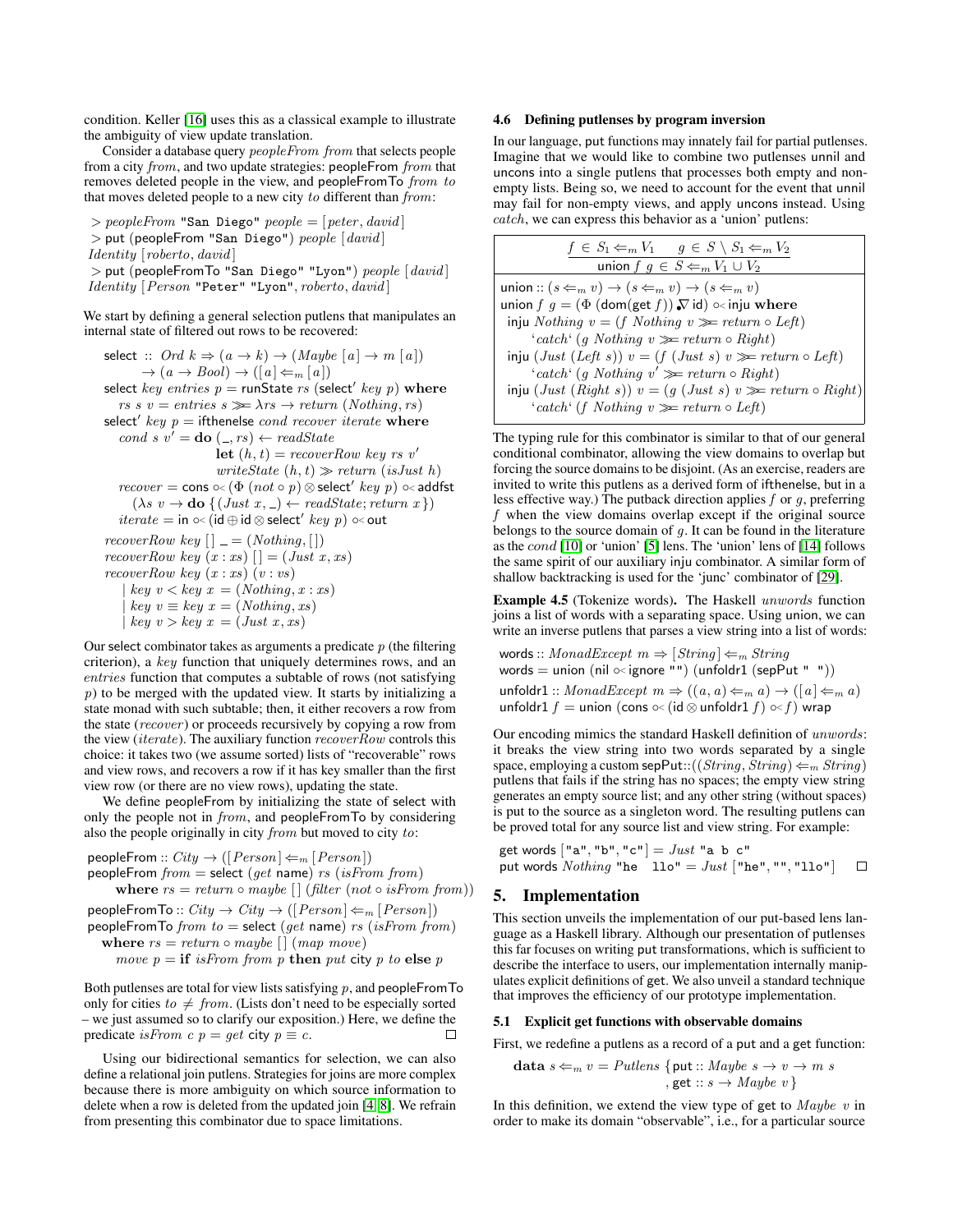condition. Keller [16] uses this as a classical example to illustrate the ambiguity of view update translation.

Consider a database query *peopleFrom from* that selects people from a city *from*, and two update strategies: peopleFrom *from* that removes deleted people in the view, and peopleFromTo *from to* that moves deleted people to a new city *to* different than *from*:

```
> peopleFrom "San Diego" people = [peter, david]
> put (peopleFrom "San Diego") people [david]
Identity [roberto, david]
> put (peopleFromTo "San Diego" "Lyon") people [david]
Identity [Person "Peter" "Lyon", roberto, david]
```

We start by defining a general selection putlens that manipulates an internal state of filtered out rows to be recovered:

```
select :: Ord k ⇒ (a → k) → (Maybe [a] → m [a])
       → (a → Bool) → ([a] ⇐_m [a])
select key entries p = runState rs (select' key p) where
  rs s v = entries s ≫= λrs → return (Nothing, rs)
select' key p = ifthenelse cond recover iterate where
  cond s v' = do (_, rs) ← readState
                 let (h, t) = recoverRow key rs v'
                 writeState (h, t) ≫ return (isJust h)
  recover = cons ∘< (Φ (not ∘ p) ⊗ select' key p) ∘< addfst
    (λs v → do {(Just x, _) ← readState; return x})
  iterate = in ∘< (id ⊕ id ⊗ select' key p) ∘< out
recoverRow key [] _ = (Nothing, [])
recoverRow key (x : xs) [] = (Just x, xs)
recoverRow key (x : xs) (v : vs)
  | key v < key x = (Nothing, x : xs)
  | key v ≡ key x = (Nothing, xs)
  | key v > key x = (Just x, xs)
```

Our select combinator takes as arguments a predicate $p$ (the filtering criterion), a *key* function that uniquely determines rows, and an *entries* function that computes a subtable of rows (not satisfying $p$) to be merged with the updated view. It starts by initializing a state monad with such subtable; then, it either recovers a row from the state (*recover*) or proceeds recursively by copying a row from the view (*iterate*). The auxiliary function *recoverRow* controls this choice: it takes two (we assume sorted) lists of "recoverable" rows and view rows, and recovers a row if it has key smaller than the first view row (or there are no view rows), updating the state.

We define peopleFrom by initializing the state of select with only the people not in *from*, and peopleFromTo by considering also the people originally in city *from* but moved to city *to*:

```
peopleFrom :: City → ([Person] ⇐_m [Person])
peopleFrom from = select (get name) rs (isFrom from)
  where rs = return ∘ maybe [] (filter (not ∘ isFrom from))
peopleFromTo :: City → City → ([Person] ⇐_m [Person])
peopleFromTo from to = select (get name) rs (isFrom from)
  where rs = return ∘ maybe [] (map move)
        move p = if isFrom from p then put city p to else p
```

Both putlenses are total for view lists satisfying $p$, and peopleFromTo only for cities $to \neq from$. (Lists don't need to be especially sorted – we just assumed so to clarify our exposition.) Here, we define the predicate *isFrom c p* = *get* city $p \equiv c$. □

Using our bidirectional semantics for selection, we can also define a relational join putlens. Strategies for joins are more complex because there is more ambiguity on which source information to delete when a row is deleted from the updated join [4, 8]. We refrain from presenting this combinator due to space limitations.

### 4.6 Defining putlenses by program inversion

In our language, put functions may innately fail for partial putlenses. Imagine that we would like to combine two putlenses unnil and uncons into a single putlens that processes both empty and non-empty lists. Being so, we need to account for the event that unnil may fail for non-empty views, and apply uncons instead. Using *catch*, we can express this behavior as a 'union' putlens:

$$\frac{f \in S_1 \Leftarrow_m V_1 \qquad g \in S \setminus S_1 \Leftarrow_m V_2}{\mathsf{union}\ f\ g \in S \Leftarrow_m V_1 \cup V_2}$$

```
union :: (s ⇐_m v) → (s ⇐_m v) → (s ⇐_m v)
union f g = (Φ (dom(get f)) ∇ id) ∘< inju where
  inju Nothing v = (f Nothing v ≫= return ∘ Left)
      `catch` (g Nothing v ≫= return ∘ Right)
  inju (Just (Left s)) v = (f (Just s) v ≫= return ∘ Left)
      `catch` (g Nothing v' ≫= return ∘ Right)
  inju (Just (Right s)) v = (g (Just s) v ≫= return ∘ Right)
      `catch` (f Nothing v ≫= return ∘ Left)
```

The typing rule for this combinator is similar to that of our general conditional combinator, allowing the view domains to overlap but forcing the source domains to be disjoint. (As an exercise, readers are invited to write this putlens as a derived form of ifthenelse, but in a less effective way.) The putback direction applies $f$ or $g$, preferring $f$ when the view domains overlap except if the original source belongs to the source domain of $g$. It can be found in the literature as the *cond* [10] or 'union' [5] lens. The 'union' lens of [14] follows the same spirit of our auxiliary inju combinator. A similar form of shallow backtracking is used for the 'junc' combinator of [29].

**Example 4.5** (Tokenize words)**.** The Haskell *unwords* function joins a list of words with a separating space. Using union, we can write an inverse putlens that parses a view string into a list of words:

```
words :: MonadExcept m ⇒ [String] ⇐_m String
words = union (nil ∘< ignore "") (unfoldr1 (sepPut " "))
unfoldr1 :: MonadExcept m ⇒ ((a, a) ⇐_m a) → ([a] ⇐_m a)
unfoldr1 f = union (cons ∘< (id ⊗ unfoldr1 f) ∘< f) wrap
```

Our encoding mimics the standard Haskell definition of *unwords*: it breaks the view string into two words separated by a single space, employing a custom sepPut::((*String*, *String*) $\Leftarrow_m$ *String*) putlens that fails if the string has no spaces; the empty view string generates an empty source list; and any other string (without spaces) is put to the source as a singleton word. The resulting putlens can be proved total for any source list and view string. For example:

```
get words ["a", "b", "c"] = Just "a b c"
put words Nothing "he  llo" = Just ["he", "", "llo"]
```

□

## 5. Implementation

This section unveils the implementation of our put-based lens language as a Haskell library. Although our presentation of putlenses this far focuses on writing put transformations, which is sufficient to describe the interface to users, our implementation internally manipulates explicit definitions of get. We also unveil a standard technique that improves the efficiency of our prototype implementation.

### 5.1 Explicit get functions with observable domains

First, we redefine a putlens as a record of a put and a get function:

```
data s ⇐_m v = Putlens {put :: Maybe s → v → m s
                       , get :: s → Maybe v}
```

In this definition, we extend the view type of get to *Maybe v* in order to make its domain "observable", i.e., for a particular source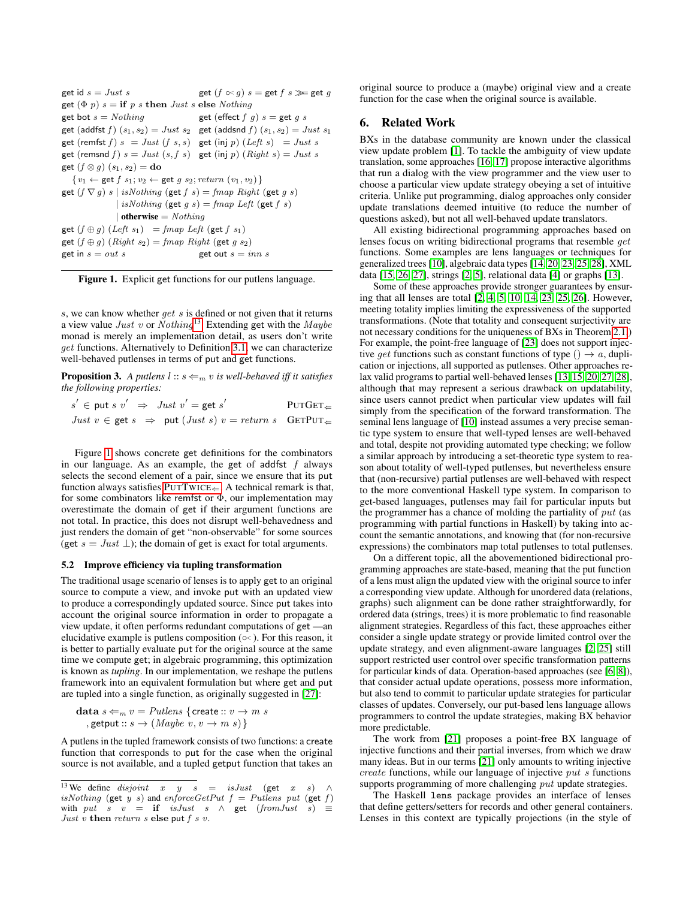```
get id s = Just s                      get (f ∘< g) s = get f s >>= get g
get (Φ p) s = if p s then Just s else Nothing
get bot s = Nothing                    get (effect f g) s = get g s
get (addfst f) (s1, s2) = Just s2      get (addsnd f) (s1, s2) = Just s1
get (remfst f) s = Just (f s, s)       get (inj p) (Left s)  = Just s
get (remsnd f) s = Just (s, f s)       get (inj p) (Right s) = Just s
get (f ⊗ g) (s1, s2) = do
  {v1 ← get f s1; v2 ← get g s2; return (v1, v2)}
get (f ∇ g) s | isNothing (get f s) = fmap Right (get g s)
              | isNothing (get g s) = fmap Left (get f s)
              | otherwise = Nothing
get (f ⊕ g) (Left s1)  = fmap Left (get f s1)
get (f ⊕ g) (Right s2) = fmap Right (get g s2)
get in s = out s                       get out s = inn s
```

**Figure 1.** Explicit get functions for our putlens language.

$s$, we can know whether $get\ s$ is defined or not given that it returns a view value $Just\ v$ or $Nothing$[13]. Extending get with the $Maybe$ monad is merely an implementation detail, as users don't write $get$ functions. Alternatively to Definition 3.1, we can characterize well-behaved putlenses in terms of put and get functions.

**Proposition 3.** *A putlens $l :: s \Leftarrow_m v$ is well-behaved iff it satisfies the following properties:*

$$s' \in \mathsf{put}\ s\ v' \;\Rightarrow\; Just\ v' = \mathsf{get}\ s' \qquad \text{PUTGET}_{\Leftarrow}$$

$$Just\ v \in \mathsf{get}\ s \;\Rightarrow\; \mathsf{put}\ (Just\ s)\ v = return\ s \quad \text{GETPUT}_{\Leftarrow}$$

Figure 1 shows concrete get definitions for the combinators in our language. As an example, the get of addfst $f$ always selects the second element of a pair, since we ensure that its put function always satisfies PUTTWICE$_{\Leftarrow}$. A technical remark is that, for some combinators like remfst or $\Phi$, our implementation may overestimate the domain of get if their argument functions are not total. In practice, this does not disrupt well-behavedness and just renders the domain of get "non-observable" for some sources (get $s = Just\ \perp$); the domain of get is exact for total arguments.

### 5.2 Improve efficiency via tupling transformation

The traditional usage scenario of lenses is to apply get to an original source to compute a view, and invoke put with an updated view to produce a correspondingly updated source. Since put takes into account the original source information in order to propagate a view update, it often performs redundant computations of get —an elucidative example is putlens composition ($\circ\!<$). For this reason, it is better to partially evaluate put for the original source at the same time we compute get; in algebraic programming, this optimization is known as *tupling*. In our implementation, we reshape the putlens framework into an equivalent formulation but where get and put are tupled into a single function, as originally suggested in [27]:

$$\textbf{data}\ s \Leftarrow_m v = Putlens\ \{\mathsf{create} :: v \to m\ s$$
$$,\ \mathsf{getput} :: s \to (Maybe\ v, v \to m\ s)\}$$

A putlens in the tupled framework consists of two functions: a create function that corresponds to put for the case when the original source is not available, and a tupled getput function that takes an original source to produce a (maybe) original view and a create function for the case when the original source is available.

## 6. Related Work

BXs in the database community are known under the classical view update problem [1]. To tackle the ambiguity of view update translation, some approaches [16, 17] propose interactive algorithms that run a dialog with the view programmer and the view user to choose a particular view update strategy obeying a set of intuitive criteria. Unlike put programming, dialog approaches only consider update translations deemed intuitive (to reduce the number of questions asked), but not all well-behaved update translators.

All existing bidirectional programming approaches based on lenses focus on writing bidirectional programs that resemble $get$ functions. Some examples are lens languages or techniques for generalized trees [10], algebraic data types [14, 20, 23, 25, 28], XML data [15, 26, 27], strings [2, 5], relational data [4] or graphs [13].

Some of these approaches provide stronger guarantees by ensuring that all lenses are total [2, 4, 5, 10, 14, 23, 25, 26]. However, meeting totality implies limiting the expressiveness of the supported transformations. (Note that totality and consequent surjectivity are not necessary conditions for the uniqueness of BXs in Theorem 2.1.) For example, the point-free language of [23] does not support injective $get$ functions such as constant functions of type $() \to a$, duplication or injections, all supported as putlenses. Other approaches relax valid programs to partial well-behaved lenses [13, 15, 20, 27, 28], although that may represent a serious drawback on updatability, since users cannot predict when particular view updates will fail simply from the specification of the forward transformation. The seminal lens language of [10] instead assumes a very precise semantic type system to ensure that well-typed lenses are well-behaved and total, despite not providing automated type checking; we follow a similar approach by introducing a set-theoretic type system to reason about totality of well-typed putlenses, but nevertheless ensure that (non-recursive) partial putlenses are well-behaved with respect to the more conventional Haskell type system. In comparison to get-based languages, putlenses may fail for particular inputs but the programmer has a chance of molding the partiality of $put$ (as programming with partial functions in Haskell) by taking into account the semantic annotations, and knowing that (for non-recursive expressions) the combinators map total putlenses to total putlenses.

On a different topic, all the abovementioned bidirectional programming approaches are state-based, meaning that the put function of a lens must align the updated view with the original source to infer a corresponding view update. Although for unordered data (relations, graphs) such alignment can be done rather straightforwardly, for ordered data (strings, trees) it is more problematic to find reasonable alignment strategies. Regardless of this fact, these approaches either consider a single update strategy or provide limited control over the update strategy, and even alignment-aware languages [2, 25] still support restricted user control over specific transformation patterns for particular kinds of data. Operation-based approaches (see [6, 8]), that consider actual update operations, possess more information, but also tend to commit to particular update strategies for particular classes of updates. Conversely, our put-based lens language allows programmers to control the update strategies, making BX behavior more predictable.

The work from [21] proposes a point-free BX language of injective functions and their partial inverses, from which we draw many ideas. But in our terms [21] only amounts to writing injective $create$ functions, while our language of injective $put\ s$ functions supports programming of more challenging $put$ update strategies.

The Haskell `lens` package provides an interface of lenses that define getters/setters for records and other general containers. Lenses in this context are typically projections (in the style of

---

[13] We define $disjoint\ x\ y\ s = isJust\ (\mathsf{get}\ x\ s) \wedge isNothing\ (\mathsf{get}\ y\ s)$ and $enforceGetPut\ f = Putlens\ put\ (\mathsf{get}\ f)$ with $put\ s\ v = \textbf{if}\ isJust\ s \wedge \mathsf{get}\ (fromJust\ s) \equiv Just\ v\ \textbf{then}\ return\ s\ \textbf{else}\ \mathsf{put}\ f\ s\ v$.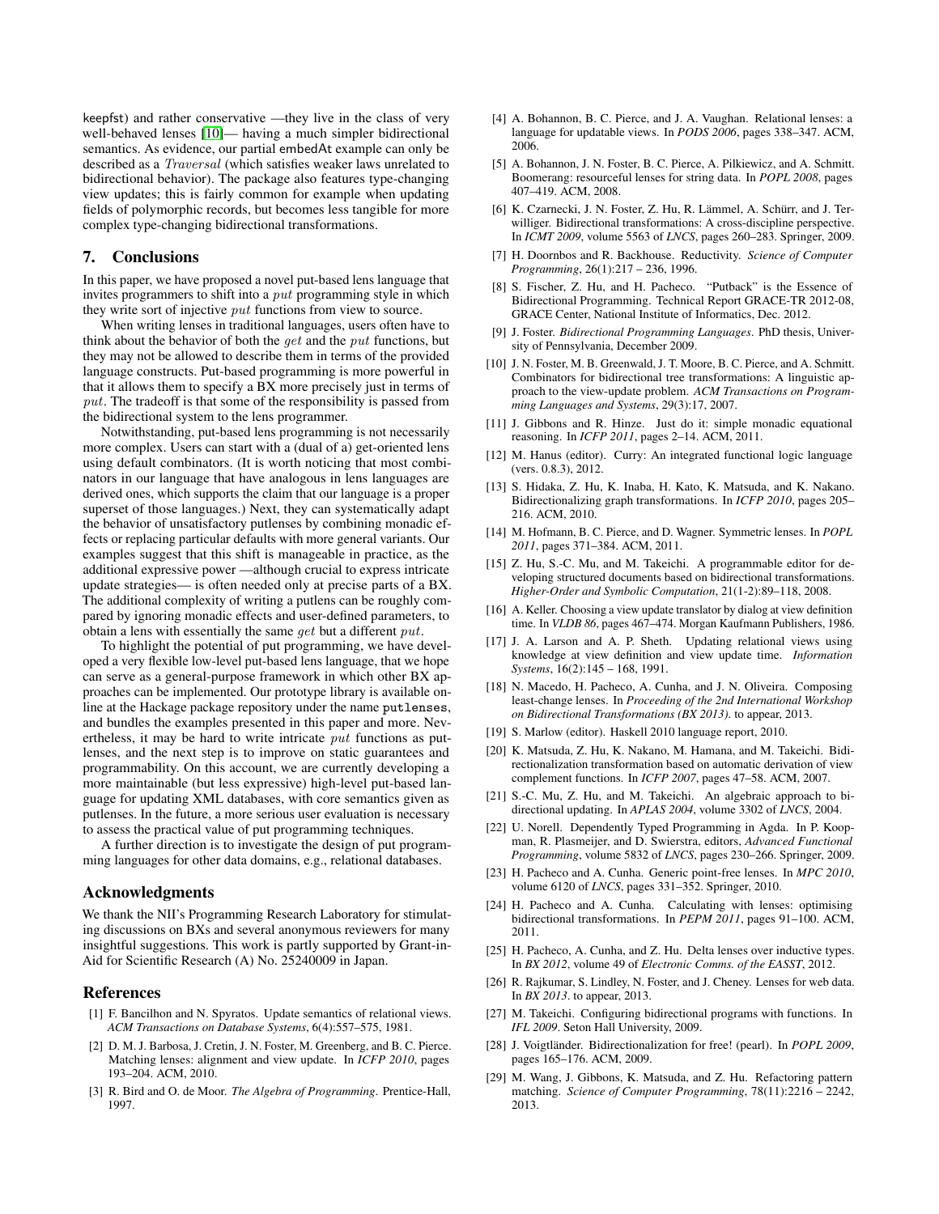keepfst) and rather conservative —they live in the class of very well-behaved lenses [10]— having a much simpler bidirectional semantics. As evidence, our partial embedAt example can only be described as a *Traversal* (which satisfies weaker laws unrelated to bidirectional behavior). The package also features type-changing view updates; this is fairly common for example when updating fields of polymorphic records, but becomes less tangible for more complex type-changing bidirectional transformations.

## 7. Conclusions

In this paper, we have proposed a novel put-based lens language that invites programmers to shift into a *put* programming style in which they write sort of injective *put* functions from view to source.

When writing lenses in traditional languages, users often have to think about the behavior of both the *get* and the *put* functions, but they may not be allowed to describe them in terms of the provided language constructs. Put-based programming is more powerful in that it allows them to specify a BX more precisely just in terms of *put*. The tradeoff is that some of the responsibility is passed from the bidirectional system to the lens programmer.

Notwithstanding, put-based lens programming is not necessarily more complex. Users can start with a (dual of a) get-oriented lens using default combinators. (It is worth noticing that most combinators in our language that have analogous in lens languages are derived ones, which supports the claim that our language is a proper superset of those languages.) Next, they can systematically adapt the behavior of unsatisfactory putlenses by combining monadic effects or replacing particular defaults with more general variants. Our examples suggest that this shift is manageable in practice, as the additional expressive power —although crucial to express intricate update strategies— is often needed only at precise parts of a BX. The additional complexity of writing a putlens can be roughly compared by ignoring monadic effects and user-defined parameters, to obtain a lens with essentially the same *get* but a different *put*.

To highlight the potential of put programming, we have developed a very flexible low-level put-based lens language, that we hope can serve as a general-purpose framework in which other BX approaches can be implemented. Our prototype library is available online at the Hackage package repository under the name putlenses, and bundles the examples presented in this paper and more. Nevertheless, it may be hard to write intricate *put* functions as putlenses, and the next step is to improve on static guarantees and programmability. On this account, we are currently developing a more maintainable (but less expressive) high-level put-based language for updating XML databases, with core semantics given as putlenses. In the future, a more serious user evaluation is necessary to assess the practical value of put programming techniques.

A further direction is to investigate the design of put programming languages for other data domains, e.g., relational databases.

## Acknowledgments

We thank the NII's Programming Research Laboratory for stimulating discussions on BXs and several anonymous reviewers for many insightful suggestions. This work is partly supported by Grant-in-Aid for Scientific Research (A) No. 25240009 in Japan.

## References

[1] F. Bancilhon and N. Spyratos. Update semantics of relational views. *ACM Transactions on Database Systems*, 6(4):557–575, 1981.

[2] D. M. J. Barbosa, J. Cretin, J. N. Foster, M. Greenberg, and B. C. Pierce. Matching lenses: alignment and view update. In *ICFP 2010*, pages 193–204. ACM, 2010.

[3] R. Bird and O. de Moor. *The Algebra of Programming*. Prentice-Hall, 1997.

[4] A. Bohannon, B. C. Pierce, and J. A. Vaughan. Relational lenses: a language for updatable views. In *PODS 2006*, pages 338–347. ACM, 2006.

[5] A. Bohannon, J. N. Foster, B. C. Pierce, A. Pilkiewicz, and A. Schmitt. Boomerang: resourceful lenses for string data. In *POPL 2008*, pages 407–419. ACM, 2008.

[6] K. Czarnecki, J. N. Foster, Z. Hu, R. Lämmel, A. Schürr, and J. Terwilliger. Bidirectional transformations: A cross-discipline perspective. In *ICMT 2009*, volume 5563 of *LNCS*, pages 260–283. Springer, 2009.

[7] H. Doornbos and R. Backhouse. Reductivity. *Science of Computer Programming*, 26(1):217 – 236, 1996.

[8] S. Fischer, Z. Hu, and H. Pacheco. "Putback" is the Essence of Bidirectional Programming. Technical Report GRACE-TR 2012-08, GRACE Center, National Institute of Informatics, Dec. 2012.

[9] J. Foster. *Bidirectional Programming Languages*. PhD thesis, University of Pennsylvania, December 2009.

[10] J. N. Foster, M. B. Greenwald, J. T. Moore, B. C. Pierce, and A. Schmitt. Combinators for bidirectional tree transformations: A linguistic approach to the view-update problem. *ACM Transactions on Programming Languages and Systems*, 29(3):17, 2007.

[11] J. Gibbons and R. Hinze. Just do it: simple monadic equational reasoning. In *ICFP 2011*, pages 2–14. ACM, 2011.

[12] M. Hanus (editor). Curry: An integrated functional logic language (vers. 0.8.3), 2012.

[13] S. Hidaka, Z. Hu, K. Inaba, H. Kato, K. Matsuda, and K. Nakano. Bidirectionalizing graph transformations. In *ICFP 2010*, pages 205–216. ACM, 2010.

[14] M. Hofmann, B. C. Pierce, and D. Wagner. Symmetric lenses. In *POPL 2011*, pages 371–384. ACM, 2011.

[15] Z. Hu, S.-C. Mu, and M. Takeichi. A programmable editor for developing structured documents based on bidirectional transformations. *Higher-Order and Symbolic Computation*, 21(1-2):89–118, 2008.

[16] A. Keller. Choosing a view update translator by dialog at view definition time. In *VLDB 86*, pages 467–474. Morgan Kaufmann Publishers, 1986.

[17] J. A. Larson and A. P. Sheth. Updating relational views using knowledge at view definition and view update time. *Information Systems*, 16(2):145 – 168, 1991.

[18] N. Macedo, H. Pacheco, A. Cunha, and J. N. Oliveira. Composing least-change lenses. In *Proceeding of the 2nd International Workshop on Bidirectional Transformations (BX 2013)*. to appear, 2013.

[19] S. Marlow (editor). Haskell 2010 language report, 2010.

[20] K. Matsuda, Z. Hu, K. Nakano, M. Hamana, and M. Takeichi. Bidirectionalization transformation based on automatic derivation of view complement functions. In *ICFP 2007*, pages 47–58. ACM, 2007.

[21] S.-C. Mu, Z. Hu, and M. Takeichi. An algebraic approach to bidirectional updating. In *APLAS 2004*, volume 3302 of *LNCS*, 2004.

[22] U. Norell. Dependently Typed Programming in Agda. In P. Koopman, R. Plasmeijer, and D. Swierstra, editors, *Advanced Functional Programming*, volume 5832 of *LNCS*, pages 230–266. Springer, 2009.

[23] H. Pacheco and A. Cunha. Generic point-free lenses. In *MPC 2010*, volume 6120 of *LNCS*, pages 331–352. Springer, 2010.

[24] H. Pacheco and A. Cunha. Calculating with lenses: optimising bidirectional transformations. In *PEPM 2011*, pages 91–100. ACM, 2011.

[25] H. Pacheco, A. Cunha, and Z. Hu. Delta lenses over inductive types. In *BX 2012*, volume 49 of *Electronic Comms. of the EASST*, 2012.

[26] R. Rajkumar, S. Lindley, N. Foster, and J. Cheney. Lenses for web data. In *BX 2013*. to appear, 2013.

[27] M. Takeichi. Configuring bidirectional programs with functions. In *IFL 2009*. Seton Hall University, 2009.

[28] J. Voigtländer. Bidirectionalization for free! (pearl). In *POPL 2009*, pages 165–176. ACM, 2009.

[29] M. Wang, J. Gibbons, K. Matsuda, and Z. Hu. Refactoring pattern matching. *Science of Computer Programming*, 78(11):2216 – 2242, 2013.